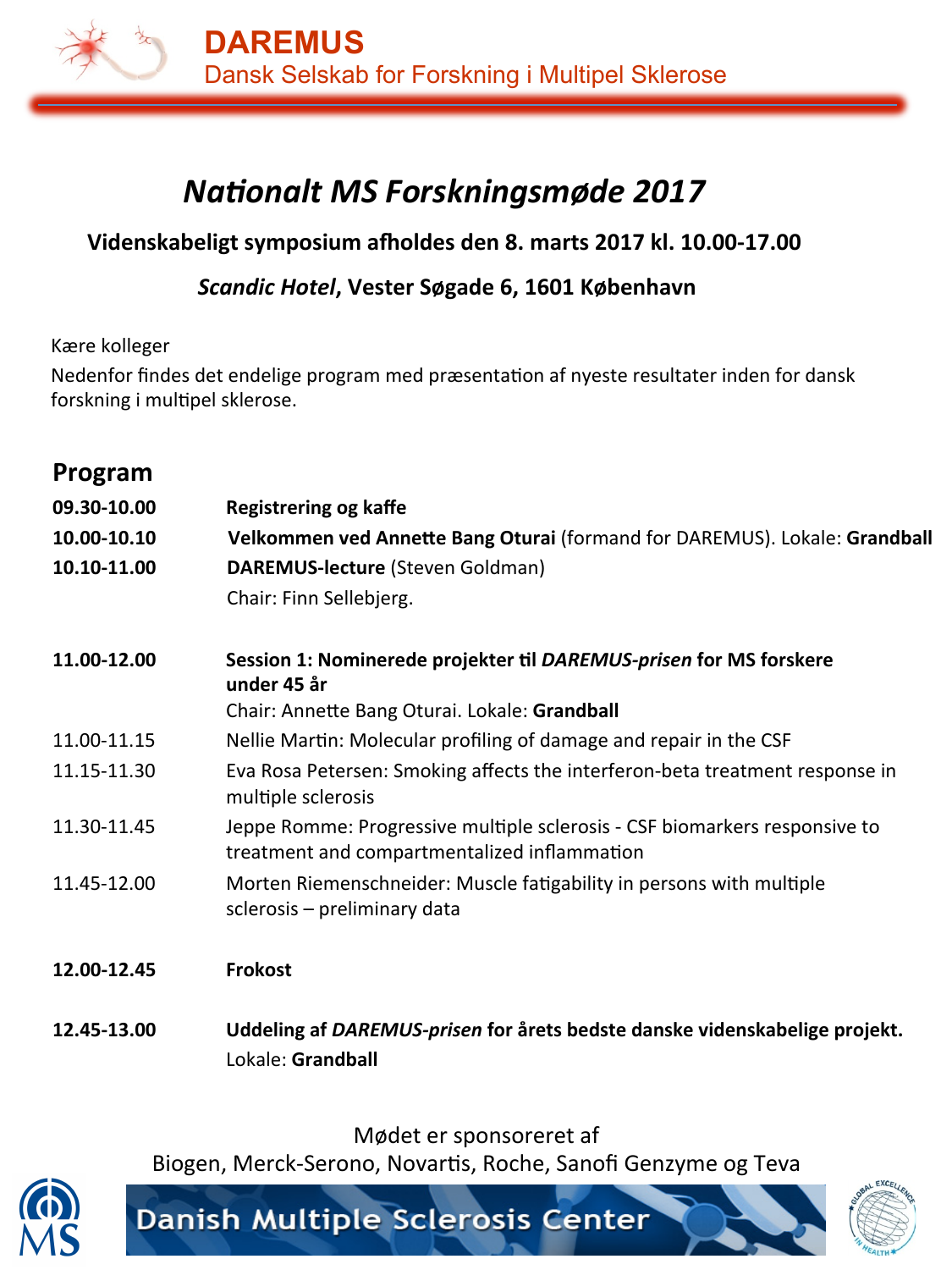# DAREMUS

Dansk Selskab for Forskning i Multipel Sklerose

## *Nationalt MS Forskningsmøde 2017*

**Videnskabeligt symposium afholdes den 8. marts 2017 kl. 10.00-17.00**

***Scandic Hotel*, Vester Søgade 6, 1601 København**

Kære kolleger

Nedenfor findes det endelige program med præsentation af nyeste resultater inden for dansk forskning i multipel sklerose.

## Program

| | |
|---|---|
| **09.30-10.00** | **Registrering og kaffe** |
| **10.00-10.10** | **Velkommen ved Annette Bang Oturai** (formand for DAREMUS). Lokale: **Grandball** |
| **10.10-11.00** | **DAREMUS-lecture** (Steven Goldman)<br>Chair: Finn Sellebjerg. |
| **11.00-12.00** | **Session 1: Nominerede projekter til *DAREMUS-prisen* for MS forskere under 45 år**<br>Chair: Annette Bang Oturai. Lokale: **Grandball** |
| 11.00-11.15 | Nellie Martin: Molecular profiling of damage and repair in the CSF |
| 11.15-11.30 | Eva Rosa Petersen: Smoking affects the interferon-beta treatment response in multiple sclerosis |
| 11.30-11.45 | Jeppe Romme: Progressive multiple sclerosis - CSF biomarkers responsive to treatment and compartmentalized inflammation |
| 11.45-12.00 | Morten Riemenschneider: Muscle fatigability in persons with multiple sclerosis – preliminary data |
| **12.00-12.45** | **Frokost** |
| **12.45-13.00** | **Uddeling af *DAREMUS-prisen* for årets bedste danske videnskabelige projekt.**<br>Lokale: **Grandball** |

Mødet er sponsoreret af

Biogen, Merck-Serono, Novartis, Roche, Sanofi Genzyme og Teva

Danish Multiple Sclerosis Center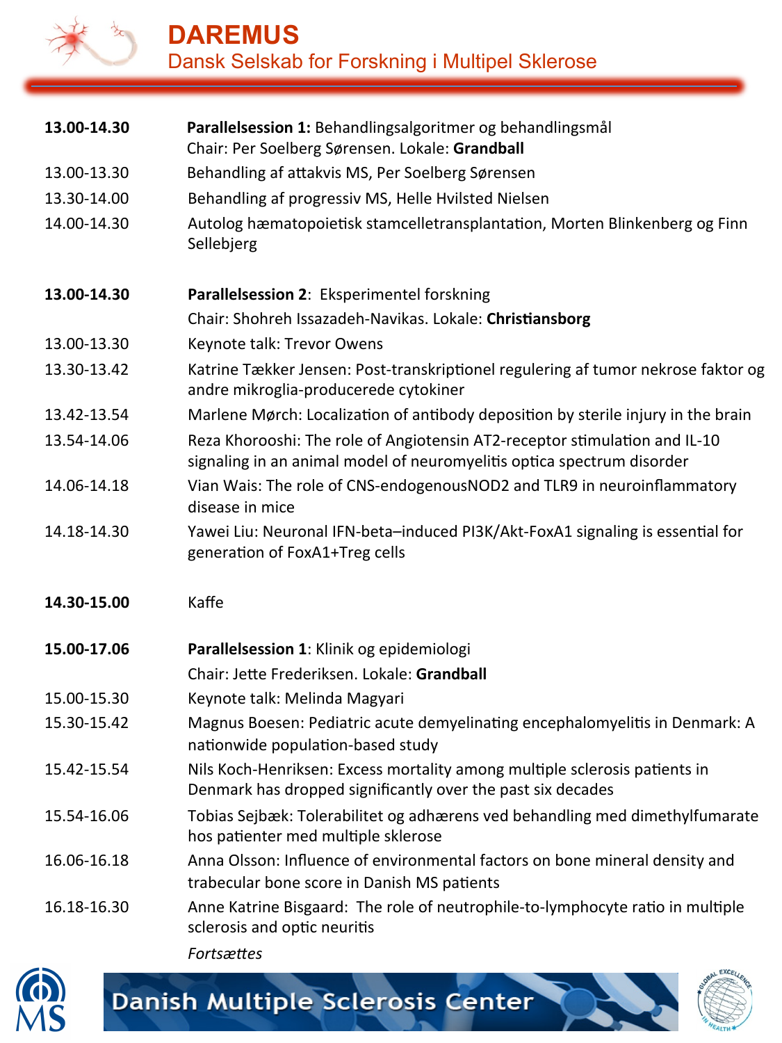# DAREMUS

Dansk Selskab for Forskning i Multipel Sklerose

| | |
|---|---|
| **13.00-14.30** | **Parallelsession 1:** Behandlingsalgoritmer og behandlingsmål<br>Chair: Per Soelberg Sørensen. Lokale: **Grandball** |
| 13.00-13.30 | Behandling af attakvis MS, Per Soelberg Sørensen |
| 13.30-14.00 | Behandling af progressiv MS, Helle Hvilsted Nielsen |
| 14.00-14.30 | Autolog hæmatopoietisk stamcelletransplantation, Morten Blinkenberg og Finn Sellebjerg |
| | |
| **13.00-14.30** | **Parallelsession 2**: Eksperimentel forskning<br>Chair: Shohreh Issazadeh-Navikas. Lokale: **Christiansborg** |
| 13.00-13.30 | Keynote talk: Trevor Owens |
| 13.30-13.42 | Katrine Tække­r Jensen: Post-transkriptionel regulering af tumor nekrose faktor og andre mikroglia-producerede cytokiner |
| 13.42-13.54 | Marlene Mørch: Localization of antibody deposition by sterile injury in the brain |
| 13.54-14.06 | Reza Khorooshi: The role of Angiotensin AT2-receptor stimulation and IL-10 signaling in an animal model of neuromyelitis optica spectrum disorder |
| 14.06-14.18 | Vian Wais: The role of CNS-endogenousNOD2 and TLR9 in neuroinflammatory disease in mice |
| 14.18-14.30 | Yawei Liu: Neuronal IFN-beta–induced PI3K/Akt-FoxA1 signaling is essential for generation of FoxA1+Treg cells |
| | |
| **14.30-15.00** | Kaffe |
| | |
| **15.00-17.06** | **Parallelsession 1**: Klinik og epidemiologi<br>Chair: Jette Frederiksen. Lokale: **Grandball** |
| 15.00-15.30 | Keynote talk: Melinda Magyari |
| 15.30-15.42 | Magnus Boesen: Pediatric acute demyelinating encephalomyelitis in Denmark: A nationwide population-based study |
| 15.42-15.54 | Nils Koch-Henriksen: Excess mortality among multiple sclerosis patients in Denmark has dropped significantly over the past six decades |
| 15.54-16.06 | Tobias Sejbæk: Tolerabilitet og adhærens ved behandling med dimethylfumarate hos patienter med multiple sklerose |
| 16.06-16.18 | Anna Olsson: Influence of environmental factors on bone mineral density and trabecular bone score in Danish MS patients |
| 16.18-16.30 | Anne Katrine Bisgaard: The role of neutrophile-to-lymphocyte ratio in multiple sclerosis and optic neuritis |
| | *Fortsættes* |

Danish Multiple Sclerosis Center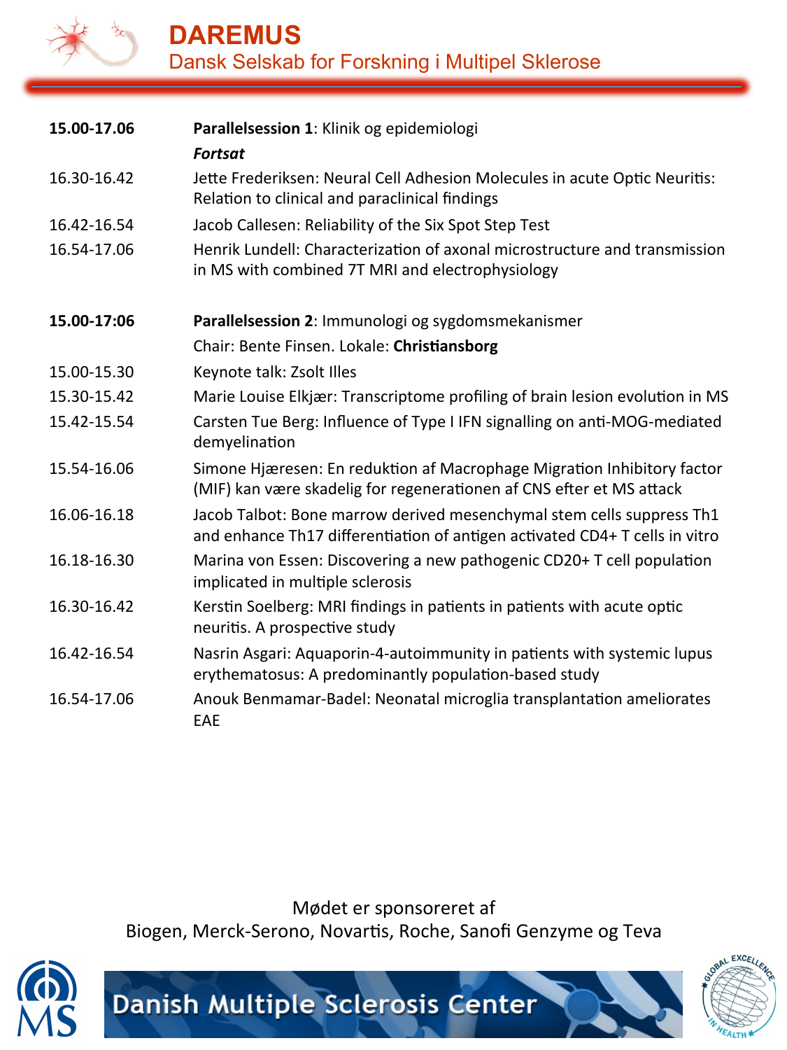# DAREMUS
## Dansk Selskab for Forskning i Multipel Sklerose

| | |
|---|---|
| **15.00-17.06** | **Parallelsession 1**: Klinik og epidemiologi |
| | ***Fortsat*** |
| 16.30-16.42 | Jette Frederiksen: Neural Cell Adhesion Molecules in acute Optic Neuritis: Relation to clinical and paraclinical findings |
| 16.42-16.54 | Jacob Callesen: Reliability of the Six Spot Step Test |
| 16.54-17.06 | Henrik Lundell: Characterization of axonal microstructure and transmission in MS with combined 7T MRI and electrophysiology |
| | |
| **15.00-17:06** | **Parallelsession 2**: Immunologi og sygdomsmekanismer |
| | Chair: Bente Finsen. Lokale: **Christiansborg** |
| 15.00-15.30 | Keynote talk: Zsolt Illes |
| 15.30-15.42 | Marie Louise Elkjær: Transcriptome profiling of brain lesion evolution in MS |
| 15.42-15.54 | Carsten Tue Berg: Influence of Type I IFN signalling on anti-MOG-mediated demyelination |
| 15.54-16.06 | Simone Hjæresen: En reduktion af Macrophage Migration Inhibitory factor (MIF) kan være skadelig for regenerationen af CNS efter et MS attack |
| 16.06-16.18 | Jacob Talbot: Bone marrow derived mesenchymal stem cells suppress Th1 and enhance Th17 differentiation of antigen activated CD4+ T cells in vitro |
| 16.18-16.30 | Marina von Essen: Discovering a new pathogenic CD20+ T cell population implicated in multiple sclerosis |
| 16.30-16.42 | Kerstin Soelberg: MRI findings in patients in patients with acute optic neuritis. A prospective study |
| 16.42-16.54 | Nasrin Asgari: Aquaporin-4-autoimmunity in patients with systemic lupus erythematosus: A predominantly population-based study |
| 16.54-17.06 | Anouk Benmamar-Badel: Neonatal microglia transplantation ameliorates EAE |

Mødet er sponsoreret af
Biogen, Merck-Serono, Novartis, Roche, Sanofi Genzyme og Teva

Danish Multiple Sclerosis Center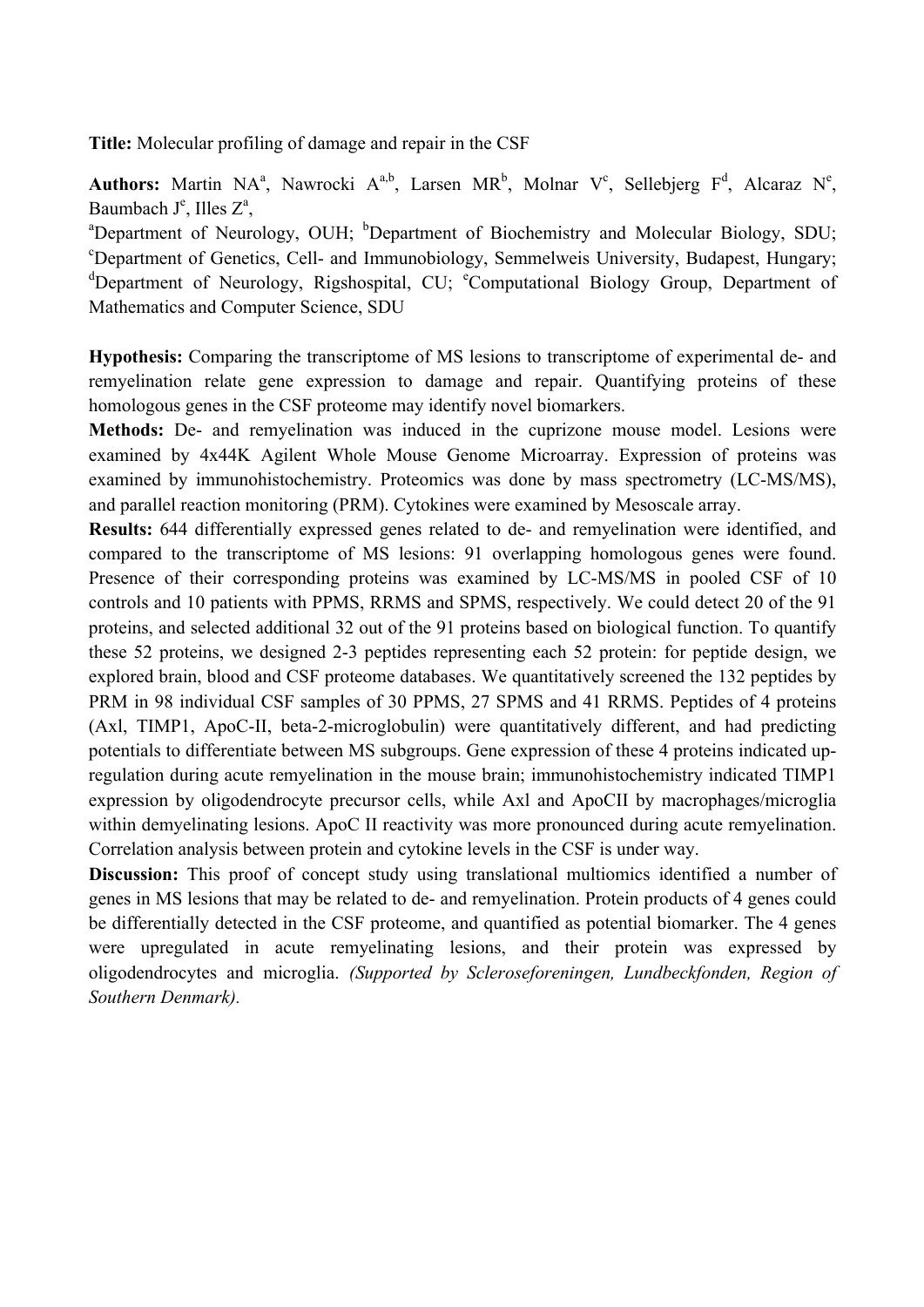**Title:** Molecular profiling of damage and repair in the CSF

**Authors:** Martin NA[a], Nawrocki A[a,b], Larsen MR[b], Molnar V[c], Sellebjerg F[d], Alcaraz N[e], Baumbach J[e], Illes Z[a],

[a]Department of Neurology, OUH; [b]Department of Biochemistry and Molecular Biology, SDU; [c]Department of Genetics, Cell- and Immunobiology, Semmelweis University, Budapest, Hungary; [d]Department of Neurology, Rigshospital, CU; [e]Computational Biology Group, Department of Mathematics and Computer Science, SDU

**Hypothesis:** Comparing the transcriptome of MS lesions to transcriptome of experimental de- and remyelination relate gene expression to damage and repair. Quantifying proteins of these homologous genes in the CSF proteome may identify novel biomarkers.

**Methods:** De- and remyelination was induced in the cuprizone mouse model. Lesions were examined by 4x44K Agilent Whole Mouse Genome Microarray. Expression of proteins was examined by immunohistochemistry. Proteomics was done by mass spectrometry (LC-MS/MS), and parallel reaction monitoring (PRM). Cytokines were examined by Mesoscale array.

**Results:** 644 differentially expressed genes related to de- and remyelination were identified, and compared to the transcriptome of MS lesions: 91 overlapping homologous genes were found. Presence of their corresponding proteins was examined by LC-MS/MS in pooled CSF of 10 controls and 10 patients with PPMS, RRMS and SPMS, respectively. We could detect 20 of the 91 proteins, and selected additional 32 out of the 91 proteins based on biological function. To quantify these 52 proteins, we designed 2-3 peptides representing each 52 protein: for peptide design, we explored brain, blood and CSF proteome databases. We quantitatively screened the 132 peptides by PRM in 98 individual CSF samples of 30 PPMS, 27 SPMS and 41 RRMS. Peptides of 4 proteins (Axl, TIMP1, ApoC-II, beta-2-microglobulin) were quantitatively different, and had predicting potentials to differentiate between MS subgroups. Gene expression of these 4 proteins indicated up-regulation during acute remyelination in the mouse brain; immunohistochemistry indicated TIMP1 expression by oligodendrocyte precursor cells, while Axl and ApoCII by macrophages/microglia within demyelinating lesions. ApoC II reactivity was more pronounced during acute remyelination. Correlation analysis between protein and cytokine levels in the CSF is under way.

**Discussion:** This proof of concept study using translational multiomics identified a number of genes in MS lesions that may be related to de- and remyelination. Protein products of 4 genes could be differentially detected in the CSF proteome, and quantified as potential biomarker. The 4 genes were upregulated in acute remyelinating lesions, and their protein was expressed by oligodendrocytes and microglia. *(Supported by Scleroseforeningen, Lundbeckfonden, Region of Southern Denmark).*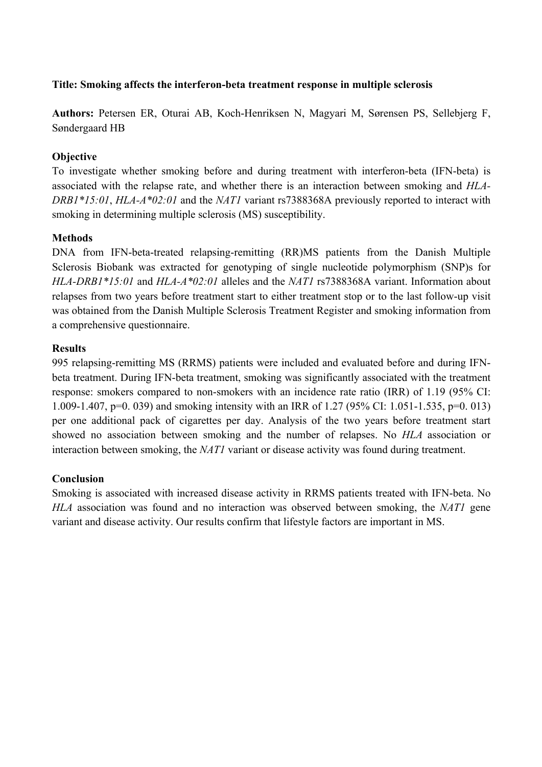**Title: Smoking affects the interferon-beta treatment response in multiple sclerosis**

**Authors:** Petersen ER, Oturai AB, Koch-Henriksen N, Magyari M, Sørensen PS, Sellebjerg F, Søndergaard HB

**Objective**

To investigate whether smoking before and during treatment with interferon-beta (IFN-beta) is associated with the relapse rate, and whether there is an interaction between smoking and *HLA-DRB1*15:01*, *HLA-A*02:01* and the *NAT1* variant rs7388368A previously reported to interact with smoking in determining multiple sclerosis (MS) susceptibility.

**Methods**

DNA from IFN-beta-treated relapsing-remitting (RR)MS patients from the Danish Multiple Sclerosis Biobank was extracted for genotyping of single nucleotide polymorphism (SNP)s for *HLA-DRB1*15:01* and *HLA-A*02:01* alleles and the *NAT1* rs7388368A variant. Information about relapses from two years before treatment start to either treatment stop or to the last follow-up visit was obtained from the Danish Multiple Sclerosis Treatment Register and smoking information from a comprehensive questionnaire.

**Results**

995 relapsing-remitting MS (RRMS) patients were included and evaluated before and during IFN-beta treatment. During IFN-beta treatment, smoking was significantly associated with the treatment response: smokers compared to non-smokers with an incidence rate ratio (IRR) of 1.19 (95% CI: 1.009-1.407, p=0. 039) and smoking intensity with an IRR of 1.27 (95% CI: 1.051-1.535, p=0. 013) per one additional pack of cigarettes per day. Analysis of the two years before treatment start showed no association between smoking and the number of relapses. No *HLA* association or interaction between smoking, the *NAT1* variant or disease activity was found during treatment.

**Conclusion**

Smoking is associated with increased disease activity in RRMS patients treated with IFN-beta. No *HLA* association was found and no interaction was observed between smoking, the *NAT1* gene variant and disease activity. Our results confirm that lifestyle factors are important in MS.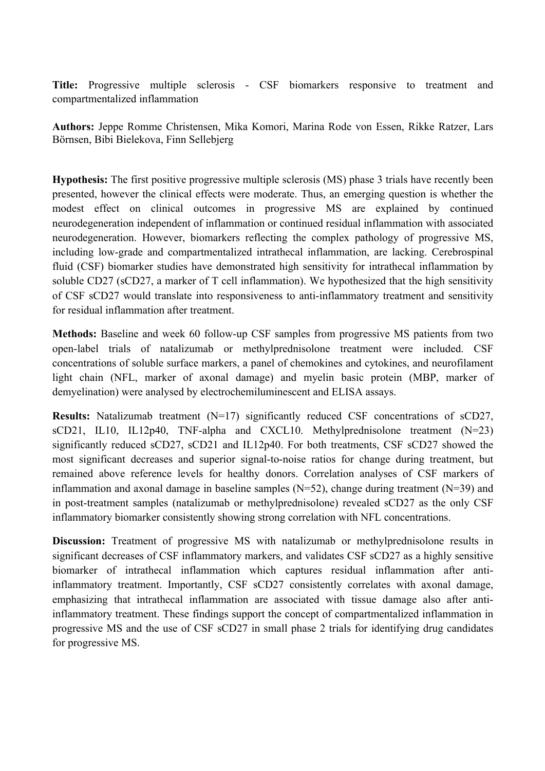**Title:** Progressive multiple sclerosis - CSF biomarkers responsive to treatment and compartmentalized inflammation

**Authors:** Jeppe Romme Christensen, Mika Komori, Marina Rode von Essen, Rikke Ratzer, Lars Börnsen, Bibi Bielekova, Finn Sellebjerg

**Hypothesis:** The first positive progressive multiple sclerosis (MS) phase 3 trials have recently been presented, however the clinical effects were moderate. Thus, an emerging question is whether the modest effect on clinical outcomes in progressive MS are explained by continued neurodegeneration independent of inflammation or continued residual inflammation with associated neurodegeneration. However, biomarkers reflecting the complex pathology of progressive MS, including low-grade and compartmentalized intrathecal inflammation, are lacking. Cerebrospinal fluid (CSF) biomarker studies have demonstrated high sensitivity for intrathecal inflammation by soluble CD27 (sCD27, a marker of T cell inflammation). We hypothesized that the high sensitivity of CSF sCD27 would translate into responsiveness to anti-inflammatory treatment and sensitivity for residual inflammation after treatment.

**Methods:** Baseline and week 60 follow-up CSF samples from progressive MS patients from two open-label trials of natalizumab or methylprednisolone treatment were included. CSF concentrations of soluble surface markers, a panel of chemokines and cytokines, and neurofilament light chain (NFL, marker of axonal damage) and myelin basic protein (MBP, marker of demyelination) were analysed by electrochemiluminescent and ELISA assays.

**Results:** Natalizumab treatment (N=17) significantly reduced CSF concentrations of sCD27, sCD21, IL10, IL12p40, TNF-alpha and CXCL10. Methylprednisolone treatment (N=23) significantly reduced sCD27, sCD21 and IL12p40. For both treatments, CSF sCD27 showed the most significant decreases and superior signal-to-noise ratios for change during treatment, but remained above reference levels for healthy donors. Correlation analyses of CSF markers of inflammation and axonal damage in baseline samples (N=52), change during treatment (N=39) and in post-treatment samples (natalizumab or methylprednisolone) revealed sCD27 as the only CSF inflammatory biomarker consistently showing strong correlation with NFL concentrations.

**Discussion:** Treatment of progressive MS with natalizumab or methylprednisolone results in significant decreases of CSF inflammatory markers, and validates CSF sCD27 as a highly sensitive biomarker of intrathecal inflammation which captures residual inflammation after anti-inflammatory treatment. Importantly, CSF sCD27 consistently correlates with axonal damage, emphasizing that intrathecal inflammation are associated with tissue damage also after anti-inflammatory treatment. These findings support the concept of compartmentalized inflammation in progressive MS and the use of CSF sCD27 in small phase 2 trials for identifying drug candidates for progressive MS.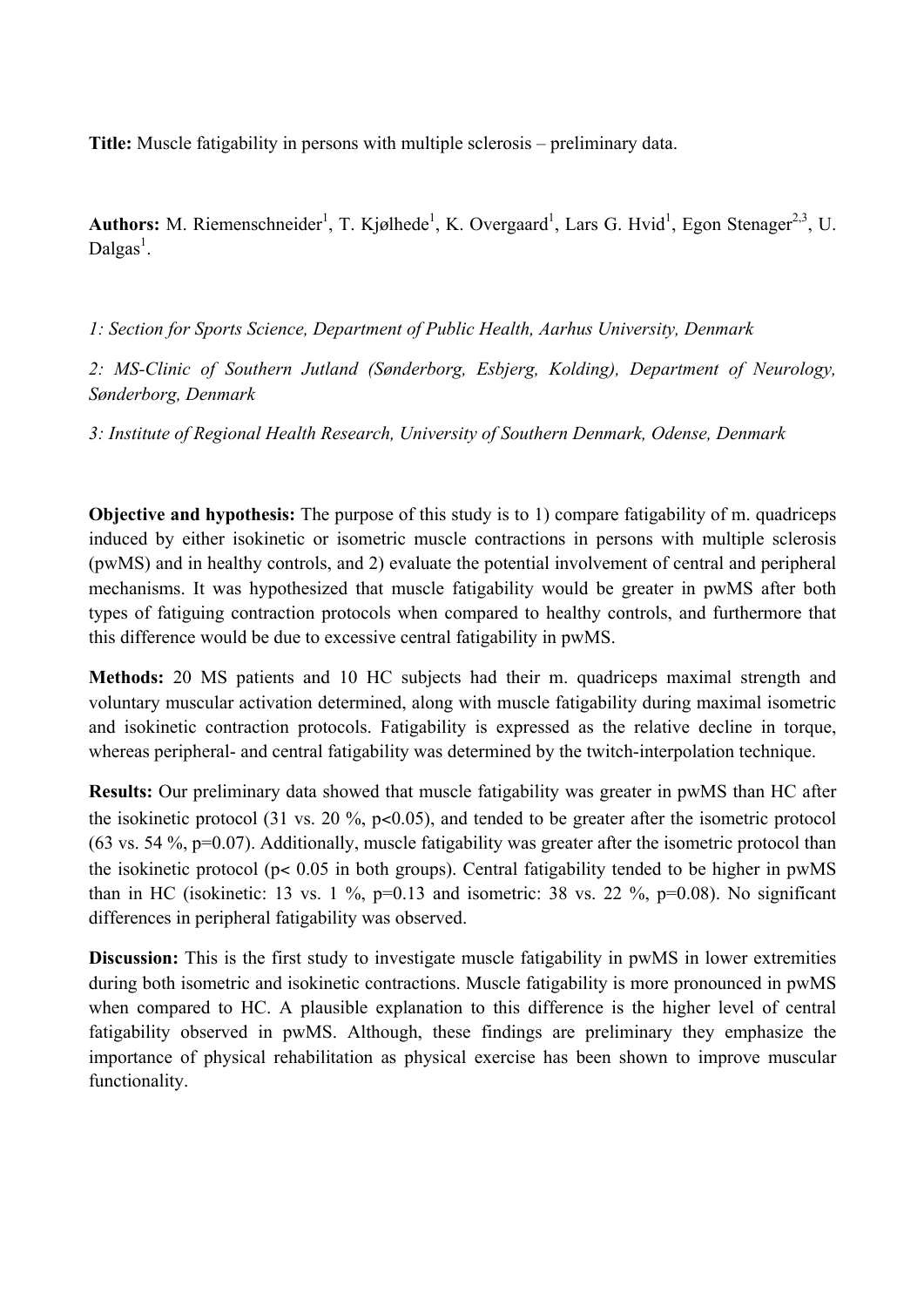**Title:** Muscle fatigability in persons with multiple sclerosis – preliminary data.

**Authors:** M. Riemenschneider[1], T. Kjølhede[1], K. Overgaard[1], Lars G. Hvid[1], Egon Stenager[2,3], U. Dalgas[1].

*1: Section for Sports Science, Department of Public Health, Aarhus University, Denmark*

*2: MS-Clinic of Southern Jutland (Sønderborg, Esbjerg, Kolding), Department of Neurology, Sønderborg, Denmark*

*3: Institute of Regional Health Research, University of Southern Denmark, Odense, Denmark*

**Objective and hypothesis:** The purpose of this study is to 1) compare fatigability of m. quadriceps induced by either isokinetic or isometric muscle contractions in persons with multiple sclerosis (pwMS) and in healthy controls, and 2) evaluate the potential involvement of central and peripheral mechanisms. It was hypothesized that muscle fatigability would be greater in pwMS after both types of fatiguing contraction protocols when compared to healthy controls, and furthermore that this difference would be due to excessive central fatigability in pwMS.

**Methods:** 20 MS patients and 10 HC subjects had their m. quadriceps maximal strength and voluntary muscular activation determined, along with muscle fatigability during maximal isometric and isokinetic contraction protocols. Fatigability is expressed as the relative decline in torque, whereas peripheral- and central fatigability was determined by the twitch-interpolation technique.

**Results:** Our preliminary data showed that muscle fatigability was greater in pwMS than HC after the isokinetic protocol (31 vs. 20 %, $p<0.05$), and tended to be greater after the isometric protocol (63 vs. 54 %, $p=0.07$). Additionally, muscle fatigability was greater after the isometric protocol than the isokinetic protocol ($p< 0.05$ in both groups). Central fatigability tended to be higher in pwMS than in HC (isokinetic: 13 vs. 1 %, $p=0.13$ and isometric: 38 vs. 22 %, $p=0.08$). No significant differences in peripheral fatigability was observed.

**Discussion:** This is the first study to investigate muscle fatigability in pwMS in lower extremities during both isometric and isokinetic contractions. Muscle fatigability is more pronounced in pwMS when compared to HC. A plausible explanation to this difference is the higher level of central fatigability observed in pwMS. Although, these findings are preliminary they emphasize the importance of physical rehabilitation as physical exercise has been shown to improve muscular functionality.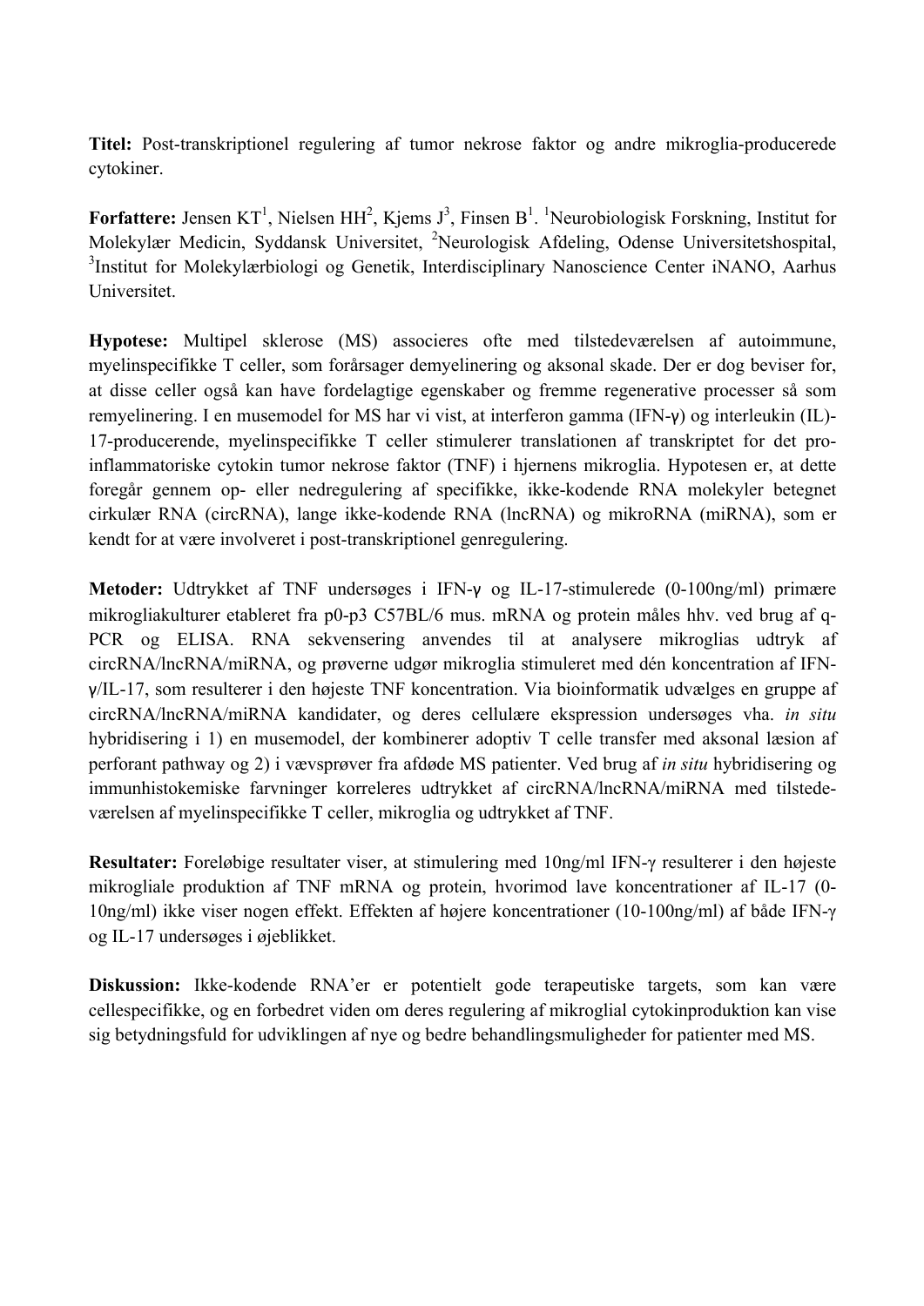**Titel:** Post-transkriptionel regulering af tumor nekrose faktor og andre mikroglia-producerede cytokiner.

**Forfattere:** Jensen KT[1], Nielsen HH[2], Kjems J[3], Finsen B[1]. [1]Neurobiologisk Forskning, Institut for Molekylær Medicin, Syddansk Universitet, [2]Neurologisk Afdeling, Odense Universitetshospital, [3]Institut for Molekylærbiologi og Genetik, Interdisciplinary Nanoscience Center iNANO, Aarhus Universitet.

**Hypotese:** Multipel sklerose (MS) associeres ofte med tilstedeværelsen af autoimmune, myelinspecifikke T celler, som forårsager demyelinering og aksonal skade. Der er dog beviser for, at disse celler også kan have fordelagtige egenskaber og fremme regenerative processer så som remyelinering. I en musemodel for MS har vi vist, at interferon gamma (IFN-γ) og interleukin (IL)-17-producerende, myelinspecifikke T celler stimulerer translationen af transkriptet for det pro-inflammatoriske cytokin tumor nekrose faktor (TNF) i hjernens mikroglia. Hypotesen er, at dette foregår gennem op- eller nedregulering af specifikke, ikke-kodende RNA molekyler betegnet cirkulær RNA (circRNA), lange ikke-kodende RNA (lncRNA) og mikroRNA (miRNA), som er kendt for at være involveret i post-transkriptionel genregulering.

**Metoder:** Udtrykket af TNF undersøges i IFN-γ og IL-17-stimulerede (0-100ng/ml) primære mikrogliakulturer etableret fra p0-p3 C57BL/6 mus. mRNA og protein måles hhv. ved brug af q-PCR og ELISA. RNA sekvensering anvendes til at analysere mikroglias udtryk af circRNA/lncRNA/miRNA, og prøverne udgør mikroglia stimuleret med dén koncentration af IFN-γ/IL-17, som resulterer i den højeste TNF koncentration. Via bioinformatik udvælges en gruppe af circRNA/lncRNA/miRNA kandidater, og deres cellulære ekspression undersøges vha. *in situ* hybridisering i 1) en musemodel, der kombinerer adoptiv T celle transfer med aksonal læsion af perforant pathway og 2) i vævsprøver fra afdøde MS patienter. Ved brug af *in situ* hybridisering og immunhistokemiske farvninger korreleres udtrykket af circRNA/lncRNA/miRNA med tilstedeværelsen af myelinspecifikke T celler, mikroglia og udtrykket af TNF.

**Resultater:** Foreløbige resultater viser, at stimulering med 10ng/ml IFN-γ resulterer i den højeste mikrogliale produktion af TNF mRNA og protein, hvorimod lave koncentrationer af IL-17 (0-10ng/ml) ikke viser nogen effekt. Effekten af højere koncentrationer (10-100ng/ml) af både IFN-γ og IL-17 undersøges i øjeblikket.

**Diskussion:** Ikke-kodende RNA'er er potentielt gode terapeutiske targets, som kan være cellespecifikke, og en forbedret viden om deres regulering af mikroglial cytokinproduktion kan vise sig betydningsfuld for udviklingen af nye og bedre behandlingsmuligheder for patienter med MS.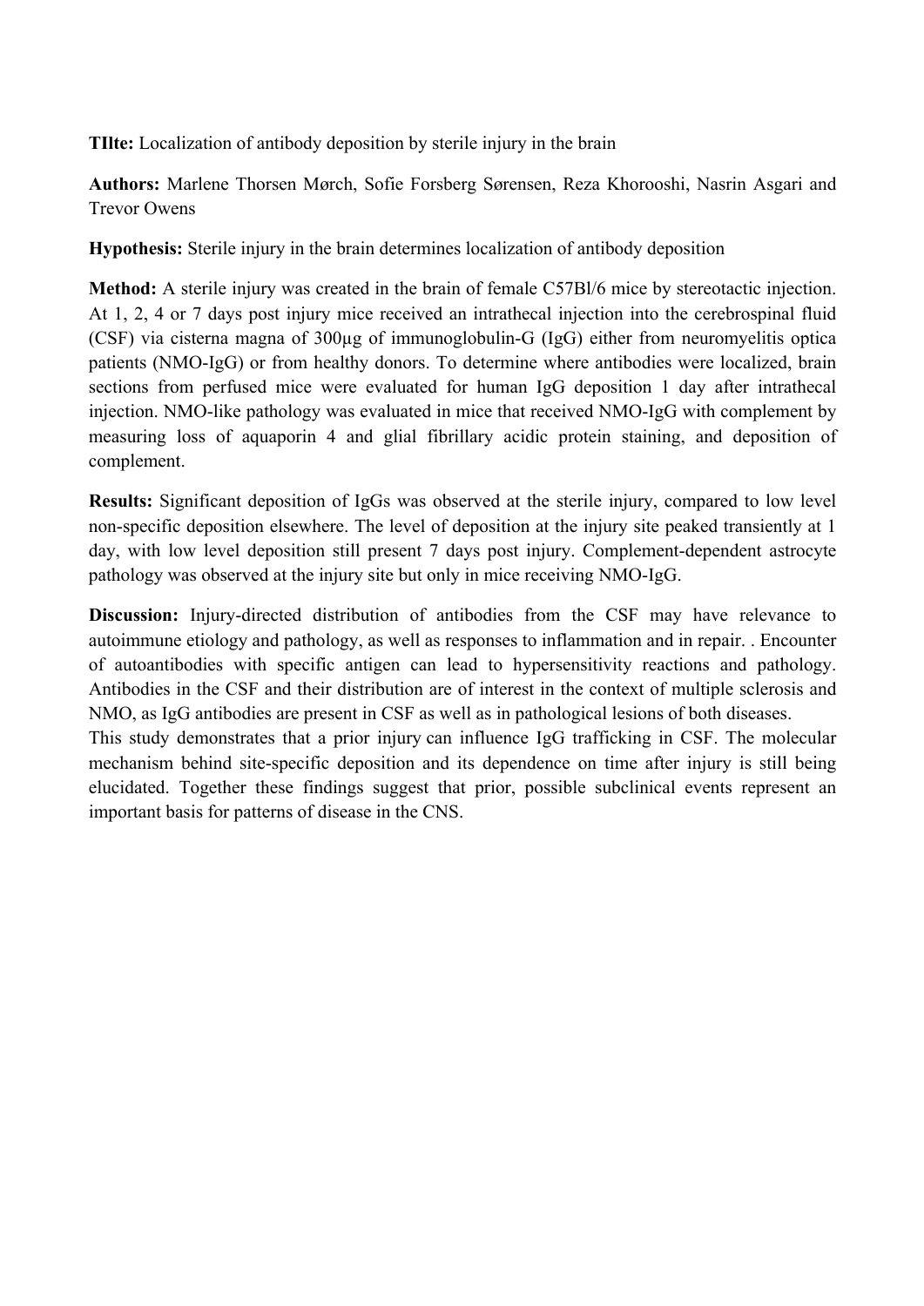**TIlte:** Localization of antibody deposition by sterile injury in the brain

**Authors:** Marlene Thorsen Mørch, Sofie Forsberg Sørensen, Reza Khorooshi, Nasrin Asgari and Trevor Owens

**Hypothesis:** Sterile injury in the brain determines localization of antibody deposition

**Method:** A sterile injury was created in the brain of female C57Bl/6 mice by stereotactic injection. At 1, 2, 4 or 7 days post injury mice received an intrathecal injection into the cerebrospinal fluid (CSF) via cisterna magna of 300µg of immunoglobulin-G (IgG) either from neuromyelitis optica patients (NMO-IgG) or from healthy donors. To determine where antibodies were localized, brain sections from perfused mice were evaluated for human IgG deposition 1 day after intrathecal injection. NMO-like pathology was evaluated in mice that received NMO-IgG with complement by measuring loss of aquaporin 4 and glial fibrillary acidic protein staining, and deposition of complement.

**Results:** Significant deposition of IgGs was observed at the sterile injury, compared to low level non-specific deposition elsewhere. The level of deposition at the injury site peaked transiently at 1 day, with low level deposition still present 7 days post injury. Complement-dependent astrocyte pathology was observed at the injury site but only in mice receiving NMO-IgG.

**Discussion:** Injury-directed distribution of antibodies from the CSF may have relevance to autoimmune etiology and pathology, as well as responses to inflammation and in repair. . Encounter of autoantibodies with specific antigen can lead to hypersensitivity reactions and pathology. Antibodies in the CSF and their distribution are of interest in the context of multiple sclerosis and NMO, as IgG antibodies are present in CSF as well as in pathological lesions of both diseases.

This study demonstrates that a prior injury can influence IgG trafficking in CSF. The molecular mechanism behind site-specific deposition and its dependence on time after injury is still being elucidated. Together these findings suggest that prior, possible subclinical events represent an important basis for patterns of disease in the CNS.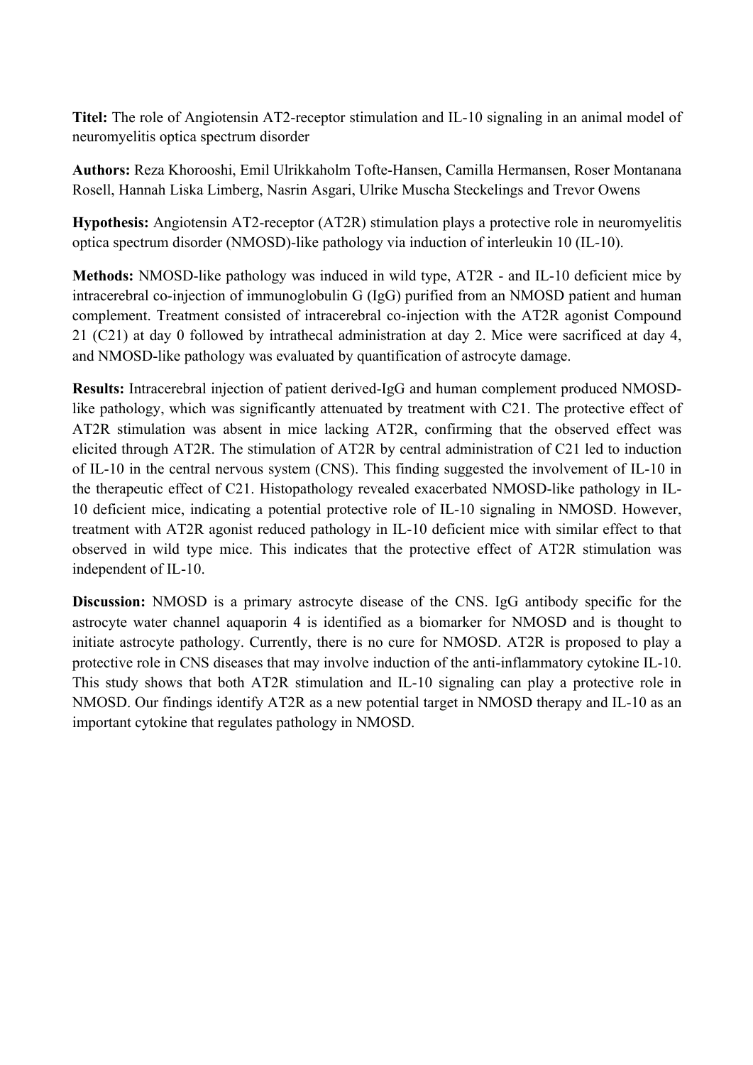**Titel:** The role of Angiotensin AT2-receptor stimulation and IL-10 signaling in an animal model of neuromyelitis optica spectrum disorder

**Authors:** Reza Khorooshi, Emil Ulrikkaholm Tofte-Hansen, Camilla Hermansen, Roser Montanana Rosell, Hannah Liska Limberg, Nasrin Asgari, Ulrike Muscha Steckelings and Trevor Owens

**Hypothesis:** Angiotensin AT2-receptor (AT2R) stimulation plays a protective role in neuromyelitis optica spectrum disorder (NMOSD)-like pathology via induction of interleukin 10 (IL-10).

**Methods:** NMOSD-like pathology was induced in wild type, AT2R - and IL-10 deficient mice by intracerebral co-injection of immunoglobulin G (IgG) purified from an NMOSD patient and human complement. Treatment consisted of intracerebral co-injection with the AT2R agonist Compound 21 (C21) at day 0 followed by intrathecal administration at day 2. Mice were sacrificed at day 4, and NMOSD-like pathology was evaluated by quantification of astrocyte damage.

**Results:** Intracerebral injection of patient derived-IgG and human complement produced NMOSD-like pathology, which was significantly attenuated by treatment with C21. The protective effect of AT2R stimulation was absent in mice lacking AT2R, confirming that the observed effect was elicited through AT2R. The stimulation of AT2R by central administration of C21 led to induction of IL-10 in the central nervous system (CNS). This finding suggested the involvement of IL-10 in the therapeutic effect of C21. Histopathology revealed exacerbated NMOSD-like pathology in IL-10 deficient mice, indicating a potential protective role of IL-10 signaling in NMOSD. However, treatment with AT2R agonist reduced pathology in IL-10 deficient mice with similar effect to that observed in wild type mice. This indicates that the protective effect of AT2R stimulation was independent of IL-10.

**Discussion:** NMOSD is a primary astrocyte disease of the CNS. IgG antibody specific for the astrocyte water channel aquaporin 4 is identified as a biomarker for NMOSD and is thought to initiate astrocyte pathology. Currently, there is no cure for NMOSD. AT2R is proposed to play a protective role in CNS diseases that may involve induction of the anti-inflammatory cytokine IL-10. This study shows that both AT2R stimulation and IL-10 signaling can play a protective role in NMOSD. Our findings identify AT2R as a new potential target in NMOSD therapy and IL-10 as an important cytokine that regulates pathology in NMOSD.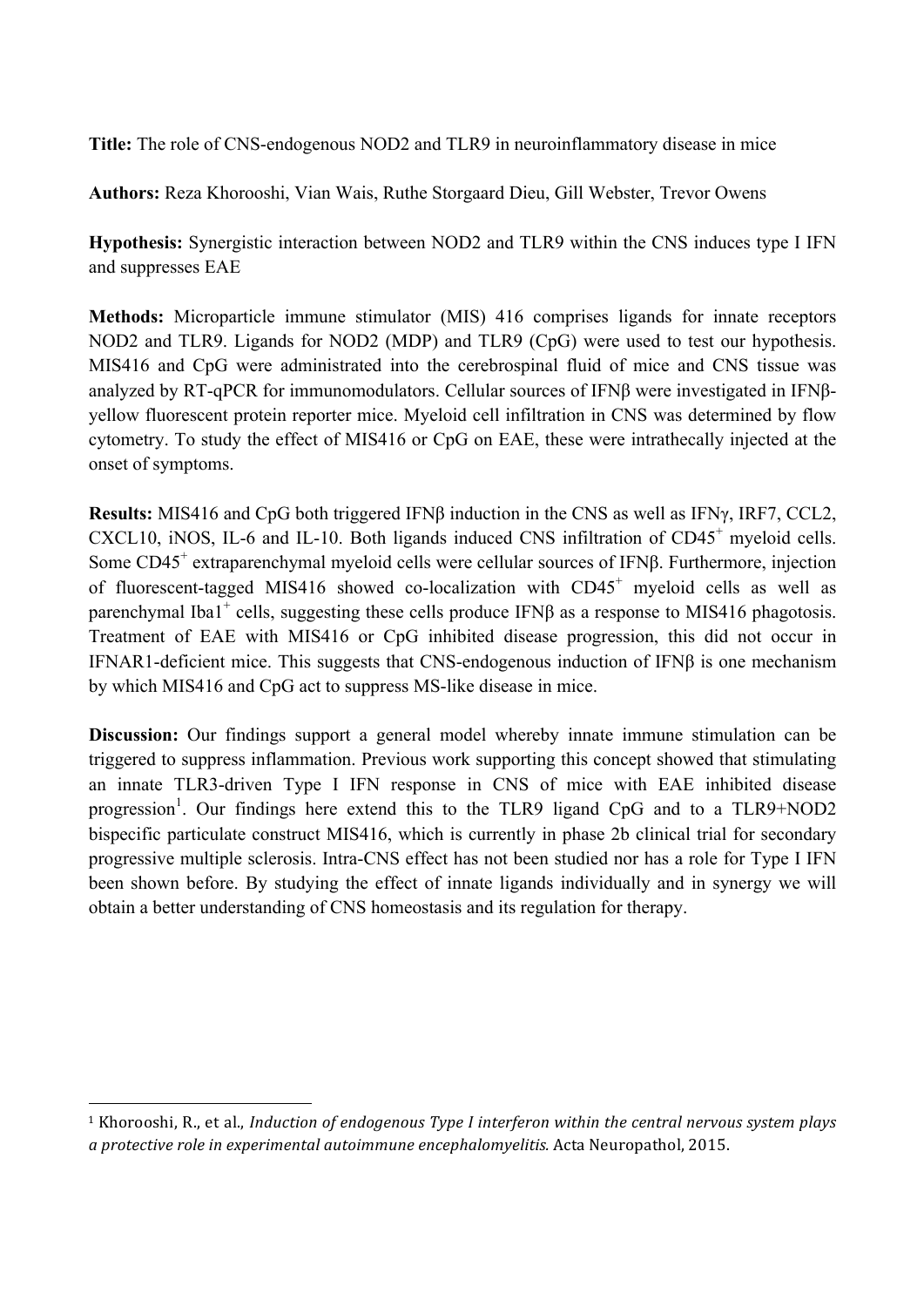**Title:** The role of CNS-endogenous NOD2 and TLR9 in neuroinflammatory disease in mice

**Authors:** Reza Khorooshi, Vian Wais, Ruthe Storgaard Dieu, Gill Webster, Trevor Owens

**Hypothesis:** Synergistic interaction between NOD2 and TLR9 within the CNS induces type I IFN and suppresses EAE

**Methods:** Microparticle immune stimulator (MIS) 416 comprises ligands for innate receptors NOD2 and TLR9. Ligands for NOD2 (MDP) and TLR9 (CpG) were used to test our hypothesis. MIS416 and CpG were administrated into the cerebrospinal fluid of mice and CNS tissue was analyzed by RT-qPCR for immunomodulators. Cellular sources of IFNβ were investigated in IFNβ-yellow fluorescent protein reporter mice. Myeloid cell infiltration in CNS was determined by flow cytometry. To study the effect of MIS416 or CpG on EAE, these were intrathecally injected at the onset of symptoms.

**Results:** MIS416 and CpG both triggered IFNβ induction in the CNS as well as IFNγ, IRF7, CCL2, CXCL10, iNOS, IL-6 and IL-10. Both ligands induced CNS infiltration of $CD45^+$ myeloid cells. Some $CD45^+$ extraparenchymal myeloid cells were cellular sources of IFNβ. Furthermore, injection of fluorescent-tagged MIS416 showed co-localization with $CD45^+$ myeloid cells as well as parenchymal $Iba1^+$ cells, suggesting these cells produce IFNβ as a response to MIS416 phagotosis. Treatment of EAE with MIS416 or CpG inhibited disease progression, this did not occur in IFNAR1-deficient mice. This suggests that CNS-endogenous induction of IFNβ is one mechanism by which MIS416 and CpG act to suppress MS-like disease in mice.

**Discussion:** Our findings support a general model whereby innate immune stimulation can be triggered to suppress inflammation. Previous work supporting this concept showed that stimulating an innate TLR3-driven Type I IFN response in CNS of mice with EAE inhibited disease progression[1]. Our findings here extend this to the TLR9 ligand CpG and to a TLR9+NOD2 bispecific particulate construct MIS416, which is currently in phase 2b clinical trial for secondary progressive multiple sclerosis. Intra-CNS effect has not been studied nor has a role for Type I IFN been shown before. By studying the effect of innate ligands individually and in synergy we will obtain a better understanding of CNS homeostasis and its regulation for therapy.

---

[1] Khorooshi, R., et al., *Induction of endogenous Type I interferon within the central nervous system plays a protective role in experimental autoimmune encephalomyelitis.* Acta Neuropathol, 2015.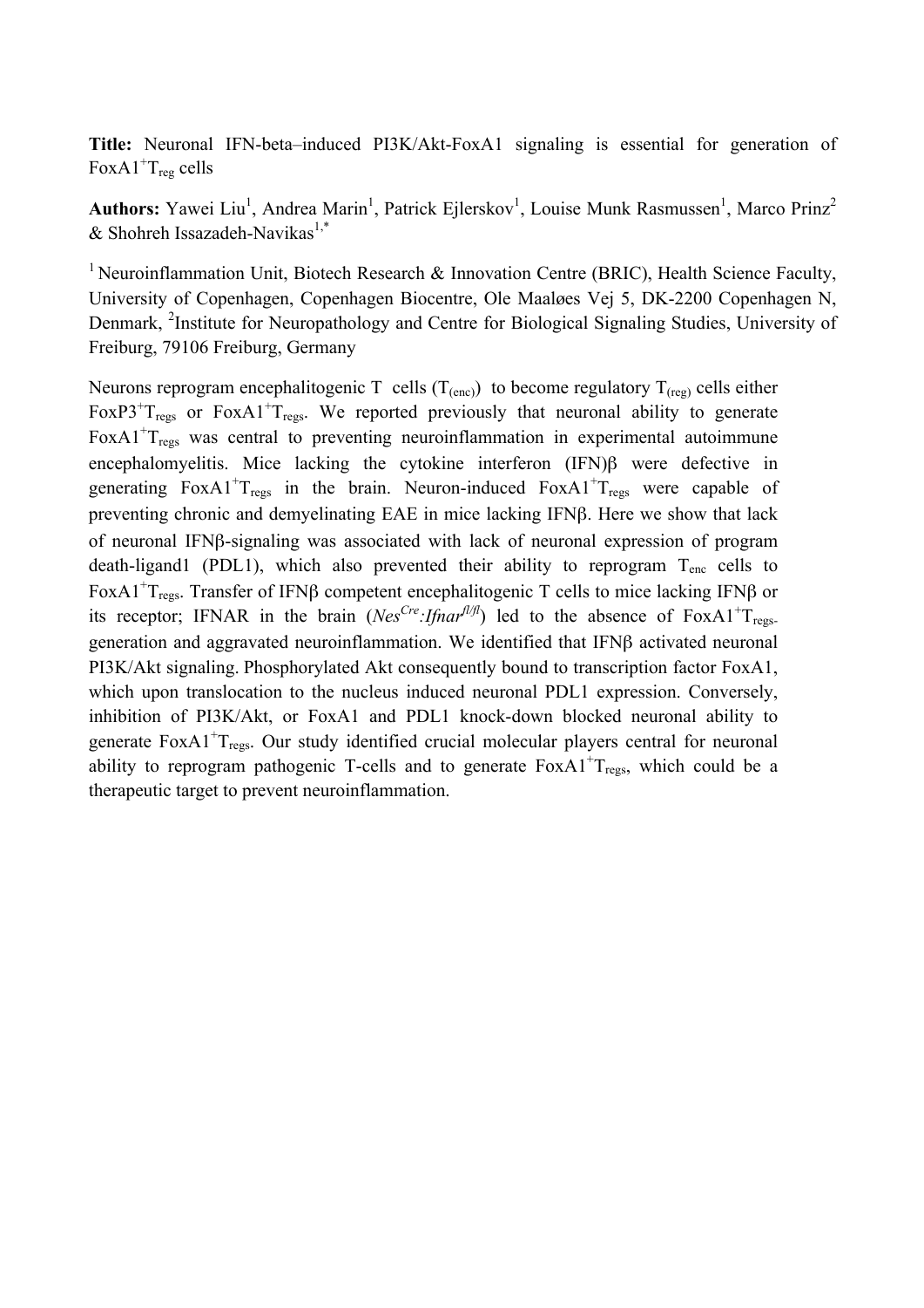**Title:** Neuronal IFN-beta–induced PI3K/Akt-FoxA1 signaling is essential for generation of $FoxA1^{+}T_{reg}$ cells

**Authors:** Yawei Liu[1], Andrea Marin[1], Patrick Ejlerskov[1], Louise Munk Rasmussen[1], Marco Prinz[2] & Shohreh Issazadeh-Navikas[1,*]

[1] Neuroinflammation Unit, Biotech Research & Innovation Centre (BRIC), Health Science Faculty, University of Copenhagen, Copenhagen Biocentre, Ole Maaløes Vej 5, DK-2200 Copenhagen N, Denmark, [2]Institute for Neuropathology and Centre for Biological Signaling Studies, University of Freiburg, 79106 Freiburg, Germany

Neurons reprogram encephalitogenic T cells ($T_{(enc)}$) to become regulatory $T_{(reg)}$ cells either $FoxP3^{+}T_{regs}$ or $FoxA1^{+}T_{regs}$. We reported previously that neuronal ability to generate $FoxA1^{+}T_{regs}$ was central to preventing neuroinflammation in experimental autoimmune encephalomyelitis. Mice lacking the cytokine interferon (IFN)β were defective in generating $FoxA1^{+}T_{regs}$ in the brain. Neuron-induced $FoxA1^{+}T_{regs}$ were capable of preventing chronic and demyelinating EAE in mice lacking IFNβ. Here we show that lack of neuronal IFNβ-signaling was associated with lack of neuronal expression of program death-ligand1 (PDL1), which also prevented their ability to reprogram $T_{enc}$ cells to $FoxA1^{+}T_{regs}$. Transfer of IFNβ competent encephalitogenic T cells to mice lacking IFNβ or its receptor; IFNAR in the brain (*$Nes^{Cre}$:$Ifnar^{fl/fl}$*) led to the absence of $FoxA1^{+}T_{regs}$-generation and aggravated neuroinflammation. We identified that IFNβ activated neuronal PI3K/Akt signaling. Phosphorylated Akt consequently bound to transcription factor FoxA1, which upon translocation to the nucleus induced neuronal PDL1 expression. Conversely, inhibition of PI3K/Akt, or FoxA1 and PDL1 knock-down blocked neuronal ability to generate $FoxA1^{+}T_{regs}$. Our study identified crucial molecular players central for neuronal ability to reprogram pathogenic T-cells and to generate $FoxA1^{+}T_{regs}$, which could be a therapeutic target to prevent neuroinflammation.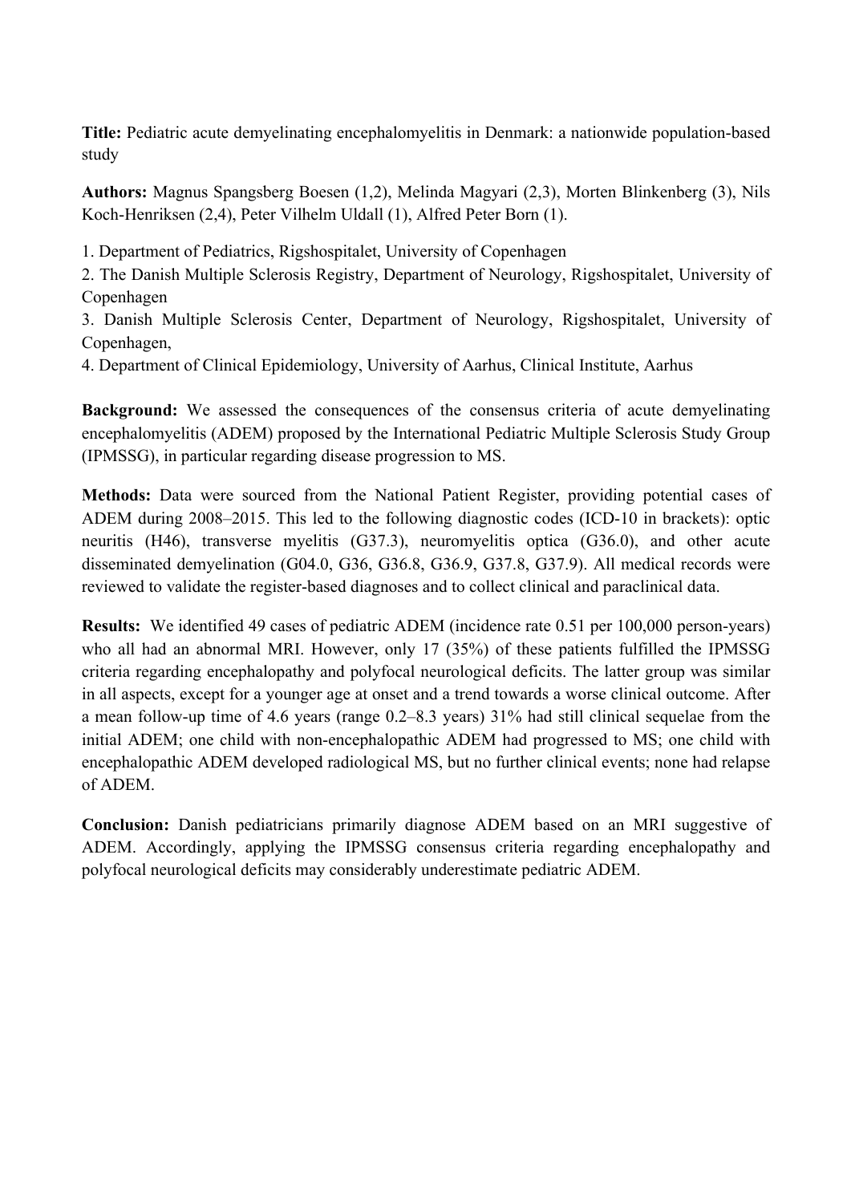**Title:** Pediatric acute demyelinating encephalomyelitis in Denmark: a nationwide population-based study

**Authors:** Magnus Spangsberg Boesen (1,2), Melinda Magyari (2,3), Morten Blinkenberg (3), Nils Koch-Henriksen (2,4), Peter Vilhelm Uldall (1), Alfred Peter Born (1).

1. Department of Pediatrics, Rigshospitalet, University of Copenhagen
2. The Danish Multiple Sclerosis Registry, Department of Neurology, Rigshospitalet, University of Copenhagen
3. Danish Multiple Sclerosis Center, Department of Neurology, Rigshospitalet, University of Copenhagen,
4. Department of Clinical Epidemiology, University of Aarhus, Clinical Institute, Aarhus

**Background:** We assessed the consequences of the consensus criteria of acute demyelinating encephalomyelitis (ADEM) proposed by the International Pediatric Multiple Sclerosis Study Group (IPMSSG), in particular regarding disease progression to MS.

**Methods:** Data were sourced from the National Patient Register, providing potential cases of ADEM during 2008–2015. This led to the following diagnostic codes (ICD-10 in brackets): optic neuritis (H46), transverse myelitis (G37.3), neuromyelitis optica (G36.0), and other acute disseminated demyelination (G04.0, G36, G36.8, G36.9, G37.8, G37.9). All medical records were reviewed to validate the register-based diagnoses and to collect clinical and paraclinical data.

**Results:** We identified 49 cases of pediatric ADEM (incidence rate 0.51 per 100,000 person-years) who all had an abnormal MRI. However, only 17 (35%) of these patients fulfilled the IPMSSG criteria regarding encephalopathy and polyfocal neurological deficits. The latter group was similar in all aspects, except for a younger age at onset and a trend towards a worse clinical outcome. After a mean follow-up time of 4.6 years (range 0.2–8.3 years) 31% had still clinical sequelae from the initial ADEM; one child with non-encephalopathic ADEM had progressed to MS; one child with encephalopathic ADEM developed radiological MS, but no further clinical events; none had relapse of ADEM.

**Conclusion:** Danish pediatricians primarily diagnose ADEM based on an MRI suggestive of ADEM. Accordingly, applying the IPMSSG consensus criteria regarding encephalopathy and polyfocal neurological deficits may considerably underestimate pediatric ADEM.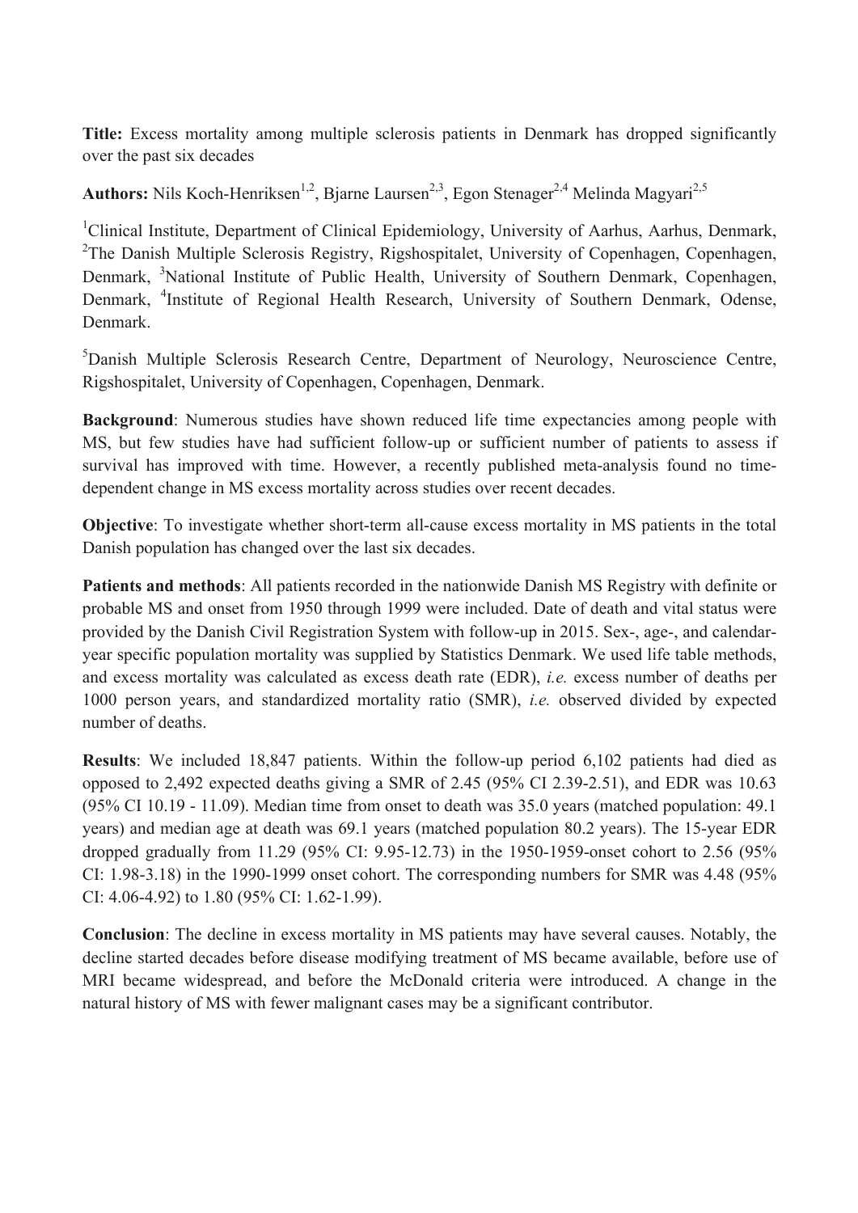**Title:** Excess mortality among multiple sclerosis patients in Denmark has dropped significantly over the past six decades

**Authors:** Nils Koch-Henriksen[1,2], Bjarne Laursen[2,3], Egon Stenager[2,4] Melinda Magyari[2,5]

[1]Clinical Institute, Department of Clinical Epidemiology, University of Aarhus, Aarhus, Denmark, [2]The Danish Multiple Sclerosis Registry, Rigshospitalet, University of Copenhagen, Copenhagen, Denmark, [3]National Institute of Public Health, University of Southern Denmark, Copenhagen, Denmark, [4]Institute of Regional Health Research, University of Southern Denmark, Odense, Denmark.

[5]Danish Multiple Sclerosis Research Centre, Department of Neurology, Neuroscience Centre, Rigshospitalet, University of Copenhagen, Copenhagen, Denmark.

**Background**: Numerous studies have shown reduced life time expectancies among people with MS, but few studies have had sufficient follow-up or sufficient number of patients to assess if survival has improved with time. However, a recently published meta-analysis found no time-dependent change in MS excess mortality across studies over recent decades.

**Objective**: To investigate whether short-term all-cause excess mortality in MS patients in the total Danish population has changed over the last six decades.

**Patients and methods**: All patients recorded in the nationwide Danish MS Registry with definite or probable MS and onset from 1950 through 1999 were included. Date of death and vital status were provided by the Danish Civil Registration System with follow-up in 2015. Sex-, age-, and calendar-year specific population mortality was supplied by Statistics Denmark. We used life table methods, and excess mortality was calculated as excess death rate (EDR), *i.e.* excess number of deaths per 1000 person years, and standardized mortality ratio (SMR), *i.e.* observed divided by expected number of deaths.

**Results**: We included 18,847 patients. Within the follow-up period 6,102 patients had died as opposed to 2,492 expected deaths giving a SMR of 2.45 (95% CI 2.39-2.51), and EDR was 10.63 (95% CI 10.19 - 11.09). Median time from onset to death was 35.0 years (matched population: 49.1 years) and median age at death was 69.1 years (matched population 80.2 years). The 15-year EDR dropped gradually from 11.29 (95% CI: 9.95-12.73) in the 1950-1959-onset cohort to 2.56 (95% CI: 1.98-3.18) in the 1990-1999 onset cohort. The corresponding numbers for SMR was 4.48 (95% CI: 4.06-4.92) to 1.80 (95% CI: 1.62-1.99).

**Conclusion**: The decline in excess mortality in MS patients may have several causes. Notably, the decline started decades before disease modifying treatment of MS became available, before use of MRI became widespread, and before the McDonald criteria were introduced. A change in the natural history of MS with fewer malignant cases may be a significant contributor.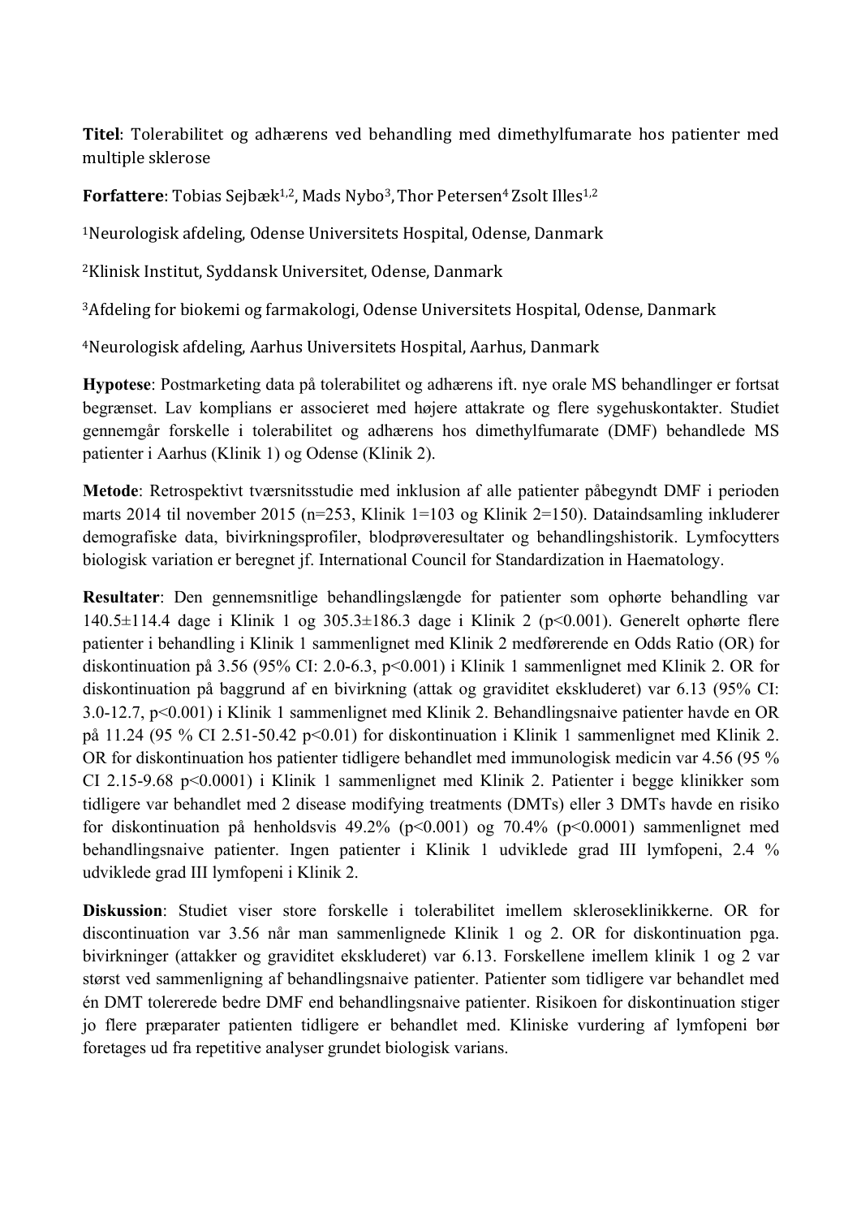**Titel**: Tolerabilitet og adhærens ved behandling med dimethylfumarate hos patienter med multiple sklerose

**Forfattere**: Tobias Sejbæk[1,2], Mads Nybo[3], Thor Petersen[4] Zsolt Illes[1,2]

[1]Neurologisk afdeling, Odense Universitets Hospital, Odense, Danmark

[2]Klinisk Institut, Syddansk Universitet, Odense, Danmark

[3]Afdeling for biokemi og farmakologi, Odense Universitets Hospital, Odense, Danmark

[4]Neurologisk afdeling, Aarhus Universitets Hospital, Aarhus, Danmark

**Hypotese**: Postmarketing data på tolerabilitet og adhærens ift. nye orale MS behandlinger er fortsat begrænset. Lav komplians er associeret med højere attakrate og flere sygehuskontakter. Studiet gennemgår forskelle i tolerabilitet og adhærens hos dimethylfumarate (DMF) behandlede MS patienter i Aarhus (Klinik 1) og Odense (Klinik 2).

**Metode**: Retrospektivt tværsnitsstudie med inklusion af alle patienter påbegyndt DMF i perioden marts 2014 til november 2015 (n=253, Klinik 1=103 og Klinik 2=150). Dataindsamling inkluderer demografiske data, bivirkningsprofiler, blodprøveresultater og behandlingshistorik. Lymfocytters biologisk variation er beregnet jf. International Council for Standardization in Haematology.

**Resultater**: Den gennemsnitlige behandlingslængde for patienter som ophørte behandling var 140.5±114.4 dage i Klinik 1 og 305.3±186.3 dage i Klinik 2 ($p<0.001$). Generelt ophørte flere patienter i behandling i Klinik 1 sammenlignet med Klinik 2 medførerende en Odds Ratio (OR) for diskontinuation på 3.56 (95% CI: 2.0-6.3, $p<0.001$) i Klinik 1 sammenlignet med Klinik 2. OR for diskontinuation på baggrund af en bivirkning (attak og graviditet ekskluderet) var 6.13 (95% CI: 3.0-12.7, $p<0.001$) i Klinik 1 sammenlignet med Klinik 2. Behandlingsnaive patienter havde en OR på 11.24 (95 % CI 2.51-50.42 $p<0.01$) for diskontinuation i Klinik 1 sammenlignet med Klinik 2. OR for diskontinuation hos patienter tidligere behandlet med immunologisk medicin var 4.56 (95 % CI 2.15-9.68 $p<0.0001$) i Klinik 1 sammenlignet med Klinik 2. Patienter i begge klinikker som tidligere var behandlet med 2 disease modifying treatments (DMTs) eller 3 DMTs havde en risiko for diskontinuation på henholdsvis 49.2% ($p<0.001$) og 70.4% ($p<0.0001$) sammenlignet med behandlingsnaive patienter. Ingen patienter i Klinik 1 udviklede grad III lymfopeni, 2.4 % udviklede grad III lymfopeni i Klinik 2.

**Diskussion**: Studiet viser store forskelle i tolerabilitet imellem skleroseklinikkerne. OR for discontinuation var 3.56 når man sammenlignede Klinik 1 og 2. OR for diskontinuation pga. bivirkninger (attakker og graviditet ekskluderet) var 6.13. Forskellene imellem klinik 1 og 2 var størst ved sammenligning af behandlingsnaive patienter. Patienter som tidligere var behandlet med én DMT tolererede bedre DMF end behandlingsnaive patienter. Risikoen for diskontinuation stiger jo flere præparater patienten tidligere er behandlet med. Kliniske vurdering af lymfopeni bør foretages ud fra repetitive analyser grundet biologisk varians.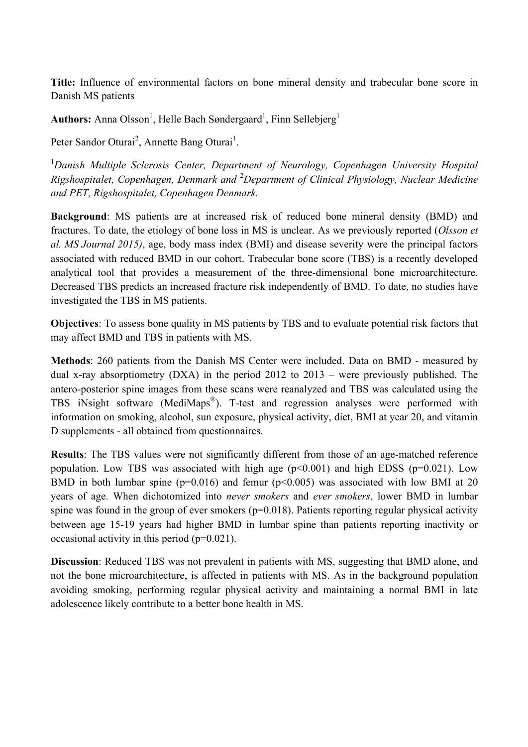**Title:** Influence of environmental factors on bone mineral density and trabecular bone score in Danish MS patients

**Authors:** Anna Olsson[1], Helle Bach Søndergaard[1], Finn Sellebjerg[1]

Peter Sandor Oturai[2], Annette Bang Oturai[1].

[1]*Danish Multiple Sclerosis Center, Department of Neurology, Copenhagen University Hospital Rigshospitalet, Copenhagen, Denmark and* [2]*Department of Clinical Physiology, Nuclear Medicine and PET, Rigshospitalet, Copenhagen Denmark.*

**Background**: MS patients are at increased risk of reduced bone mineral density (BMD) and fractures. To date, the etiology of bone loss in MS is unclear. As we previously reported (*Olsson et al. MS Journal 2015)*, age, body mass index (BMI) and disease severity were the principal factors associated with reduced BMD in our cohort. Trabecular bone score (TBS) is a recently developed analytical tool that provides a measurement of the three-dimensional bone microarchitecture. Decreased TBS predicts an increased fracture risk independently of BMD. To date, no studies have investigated the TBS in MS patients.

**Objectives**: To assess bone quality in MS patients by TBS and to evaluate potential risk factors that may affect BMD and TBS in patients with MS.

**Methods**: 260 patients from the Danish MS Center were included. Data on BMD - measured by dual x-ray absorptiometry (DXA) in the period 2012 to 2013 – were previously published. The antero-posterior spine images from these scans were reanalyzed and TBS was calculated using the TBS iNsight software (MediMaps®). T-test and regression analyses were performed with information on smoking, alcohol, sun exposure, physical activity, diet, BMI at year 20, and vitamin D supplements - all obtained from questionnaires.

**Results**: The TBS values were not significantly different from those of an age-matched reference population. Low TBS was associated with high age ($p<0.001$) and high EDSS ($p=0.021$). Low BMD in both lumbar spine ($p=0.016$) and femur ($p<0.005$) was associated with low BMI at 20 years of age. When dichotomized into *never smokers* and *ever smokers*, lower BMD in lumbar spine was found in the group of ever smokers ($p=0.018$). Patients reporting regular physical activity between age 15-19 years had higher BMD in lumbar spine than patients reporting inactivity or occasional activity in this period ($p=0.021$).

**Discussion**: Reduced TBS was not prevalent in patients with MS, suggesting that BMD alone, and not the bone microarchitecture, is affected in patients with MS. As in the background population avoiding smoking, performing regular physical activity and maintaining a normal BMI in late adolescence likely contribute to a better bone health in MS.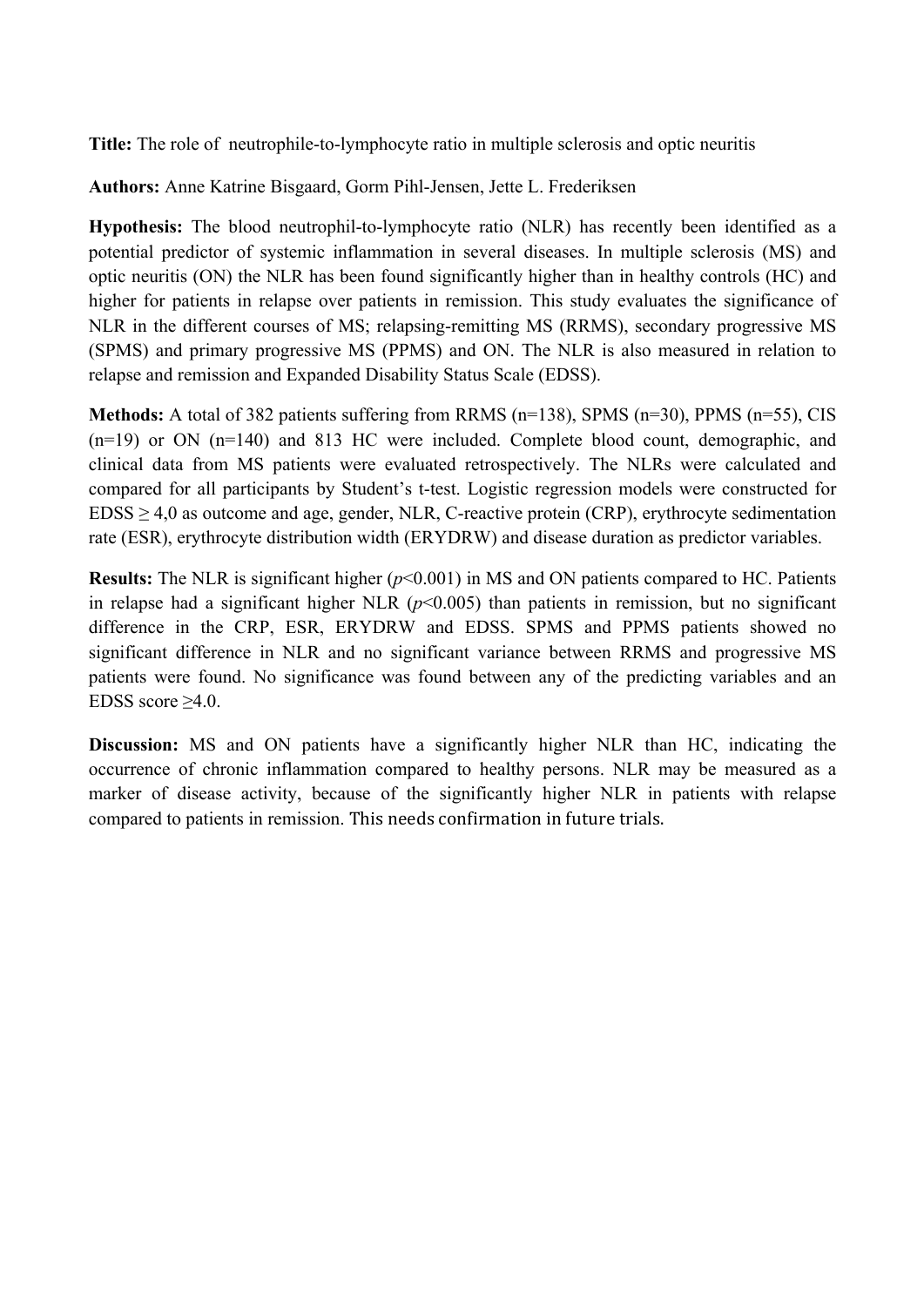**Title:** The role of neutrophile-to-lymphocyte ratio in multiple sclerosis and optic neuritis

**Authors:** Anne Katrine Bisgaard, Gorm Pihl-Jensen, Jette L. Frederiksen

**Hypothesis:** The blood neutrophil-to-lymphocyte ratio (NLR) has recently been identified as a potential predictor of systemic inflammation in several diseases. In multiple sclerosis (MS) and optic neuritis (ON) the NLR has been found significantly higher than in healthy controls (HC) and higher for patients in relapse over patients in remission. This study evaluates the significance of NLR in the different courses of MS; relapsing-remitting MS (RRMS), secondary progressive MS (SPMS) and primary progressive MS (PPMS) and ON. The NLR is also measured in relation to relapse and remission and Expanded Disability Status Scale (EDSS).

**Methods:** A total of 382 patients suffering from RRMS (n=138), SPMS (n=30), PPMS (n=55), CIS (n=19) or ON (n=140) and 813 HC were included. Complete blood count, demographic, and clinical data from MS patients were evaluated retrospectively. The NLRs were calculated and compared for all participants by Student's t-test. Logistic regression models were constructed for EDSS $\geq$ 4,0 as outcome and age, gender, NLR, C-reactive protein (CRP), erythrocyte sedimentation rate (ESR), erythrocyte distribution width (ERYDRW) and disease duration as predictor variables.

**Results:** The NLR is significant higher ($p<0.001$) in MS and ON patients compared to HC. Patients in relapse had a significant higher NLR ($p<0.005$) than patients in remission, but no significant difference in the CRP, ESR, ERYDRW and EDSS. SPMS and PPMS patients showed no significant difference in NLR and no significant variance between RRMS and progressive MS patients were found. No significance was found between any of the predicting variables and an EDSS score $\geq$4.0.

**Discussion:** MS and ON patients have a significantly higher NLR than HC, indicating the occurrence of chronic inflammation compared to healthy persons. NLR may be measured as a marker of disease activity, because of the significantly higher NLR in patients with relapse compared to patients in remission. This needs confirmation in future trials.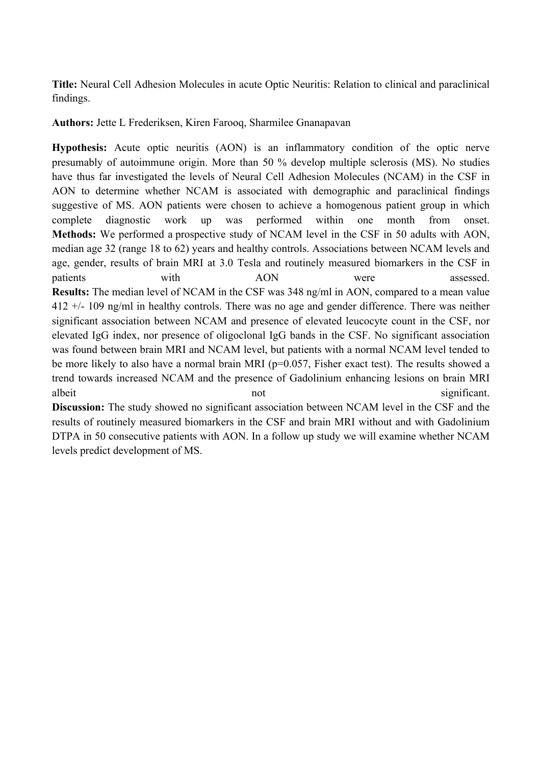**Title:** Neural Cell Adhesion Molecules in acute Optic Neuritis: Relation to clinical and paraclinical findings.

**Authors:** Jette L Frederiksen, Kiren Farooq, Sharmilee Gnanapavan

**Hypothesis:** Acute optic neuritis (AON) is an inflammatory condition of the optic nerve presumably of autoimmune origin. More than 50 % develop multiple sclerosis (MS). No studies have thus far investigated the levels of Neural Cell Adhesion Molecules (NCAM) in the CSF in AON to determine whether NCAM is associated with demographic and paraclinical findings suggestive of MS. AON patients were chosen to achieve a homogenous patient group in which complete diagnostic work up was performed within one month from onset.

**Methods:** We performed a prospective study of NCAM level in the CSF in 50 adults with AON, median age 32 (range 18 to 62) years and healthy controls. Associations between NCAM levels and age, gender, results of brain MRI at 3.0 Tesla and routinely measured biomarkers in the CSF in patients with AON were assessed.

**Results:** The median level of NCAM in the CSF was 348 ng/ml in AON, compared to a mean value 412 +/- 109 ng/ml in healthy controls. There was no age and gender difference. There was neither significant association between NCAM and presence of elevated leucocyte count in the CSF, nor elevated IgG index, nor presence of oligoclonal IgG bands in the CSF. No significant association was found between brain MRI and NCAM level, but patients with a normal NCAM level tended to be more likely to also have a normal brain MRI ($p=0.057$, Fisher exact test). The results showed a trend towards increased NCAM and the presence of Gadolinium enhancing lesions on brain MRI albeit not significant.

**Discussion:** The study showed no significant association between NCAM level in the CSF and the results of routinely measured biomarkers in the CSF and brain MRI without and with Gadolinium DTPA in 50 consecutive patients with AON. In a follow up study we will examine whether NCAM levels predict development of MS.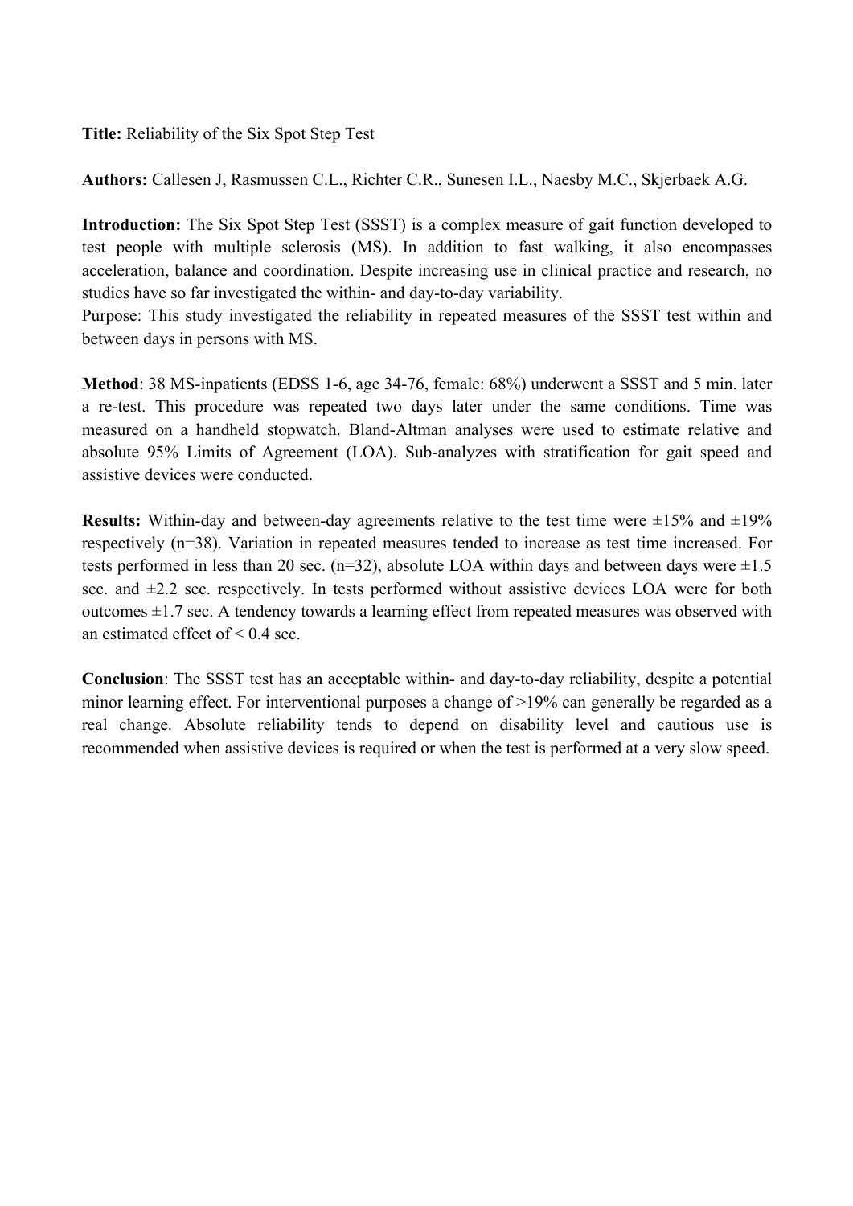**Title:** Reliability of the Six Spot Step Test

**Authors:** Callesen J, Rasmussen C.L., Richter C.R., Sunesen I.L., Naesby M.C., Skjerbaek A.G.

**Introduction:** The Six Spot Step Test (SSST) is a complex measure of gait function developed to test people with multiple sclerosis (MS). In addition to fast walking, it also encompasses acceleration, balance and coordination. Despite increasing use in clinical practice and research, no studies have so far investigated the within- and day-to-day variability.
Purpose: This study investigated the reliability in repeated measures of the SSST test within and between days in persons with MS.

**Method**: 38 MS-inpatients (EDSS 1-6, age 34-76, female: 68%) underwent a SSST and 5 min. later a re-test. This procedure was repeated two days later under the same conditions. Time was measured on a handheld stopwatch. Bland-Altman analyses were used to estimate relative and absolute 95% Limits of Agreement (LOA). Sub-analyzes with stratification for gait speed and assistive devices were conducted.

**Results:** Within-day and between-day agreements relative to the test time were ±15% and ±19% respectively (n=38). Variation in repeated measures tended to increase as test time increased. For tests performed in less than 20 sec. (n=32), absolute LOA within days and between days were ±1.5 sec. and ±2.2 sec. respectively. In tests performed without assistive devices LOA were for both outcomes ±1.7 sec. A tendency towards a learning effect from repeated measures was observed with an estimated effect of < 0.4 sec.

**Conclusion**: The SSST test has an acceptable within- and day-to-day reliability, despite a potential minor learning effect. For interventional purposes a change of >19% can generally be regarded as a real change. Absolute reliability tends to depend on disability level and cautious use is recommended when assistive devices is required or when the test is performed at a very slow speed.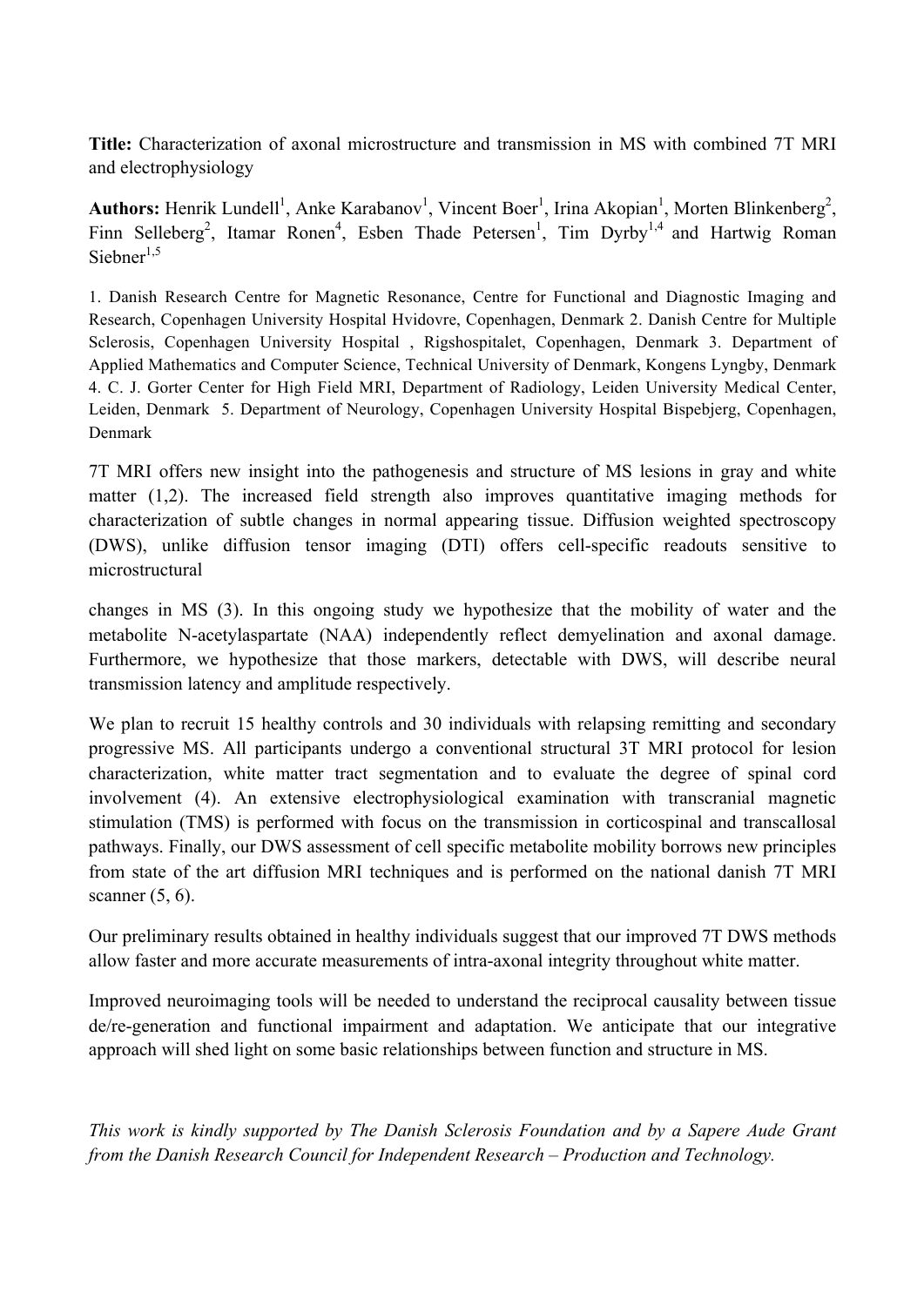**Title:** Characterization of axonal microstructure and transmission in MS with combined 7T MRI and electrophysiology

**Authors:** Henrik Lundell[1], Anke Karabanov[1], Vincent Boer[1], Irina Akopian[1], Morten Blinkenberg[2], Finn Selleberg[2], Itamar Ronen[4], Esben Thade Petersen[1], Tim Dyrby[1,4] and Hartwig Roman Siebner[1,5]

1. Danish Research Centre for Magnetic Resonance, Centre for Functional and Diagnostic Imaging and Research, Copenhagen University Hospital Hvidovre, Copenhagen, Denmark 2. Danish Centre for Multiple Sclerosis, Copenhagen University Hospital , Rigshospitalet, Copenhagen, Denmark 3. Department of Applied Mathematics and Computer Science, Technical University of Denmark, Kongens Lyngby, Denmark 4. C. J. Gorter Center for High Field MRI, Department of Radiology, Leiden University Medical Center, Leiden, Denmark 5. Department of Neurology, Copenhagen University Hospital Bispebjerg, Copenhagen, Denmark

7T MRI offers new insight into the pathogenesis and structure of MS lesions in gray and white matter (1,2). The increased field strength also improves quantitative imaging methods for characterization of subtle changes in normal appearing tissue. Diffusion weighted spectroscopy (DWS), unlike diffusion tensor imaging (DTI) offers cell-specific readouts sensitive to microstructural

changes in MS (3). In this ongoing study we hypothesize that the mobility of water and the metabolite N-acetylaspartate (NAA) independently reflect demyelination and axonal damage. Furthermore, we hypothesize that those markers, detectable with DWS, will describe neural transmission latency and amplitude respectively.

We plan to recruit 15 healthy controls and 30 individuals with relapsing remitting and secondary progressive MS. All participants undergo a conventional structural 3T MRI protocol for lesion characterization, white matter tract segmentation and to evaluate the degree of spinal cord involvement (4). An extensive electrophysiological examination with transcranial magnetic stimulation (TMS) is performed with focus on the transmission in corticospinal and transcallosal pathways. Finally, our DWS assessment of cell specific metabolite mobility borrows new principles from state of the art diffusion MRI techniques and is performed on the national danish 7T MRI scanner (5, 6).

Our preliminary results obtained in healthy individuals suggest that our improved 7T DWS methods allow faster and more accurate measurements of intra-axonal integrity throughout white matter.

Improved neuroimaging tools will be needed to understand the reciprocal causality between tissue de/re-generation and functional impairment and adaptation. We anticipate that our integrative approach will shed light on some basic relationships between function and structure in MS.

*This work is kindly supported by The Danish Sclerosis Foundation and by a Sapere Aude Grant from the Danish Research Council for Independent Research – Production and Technology.*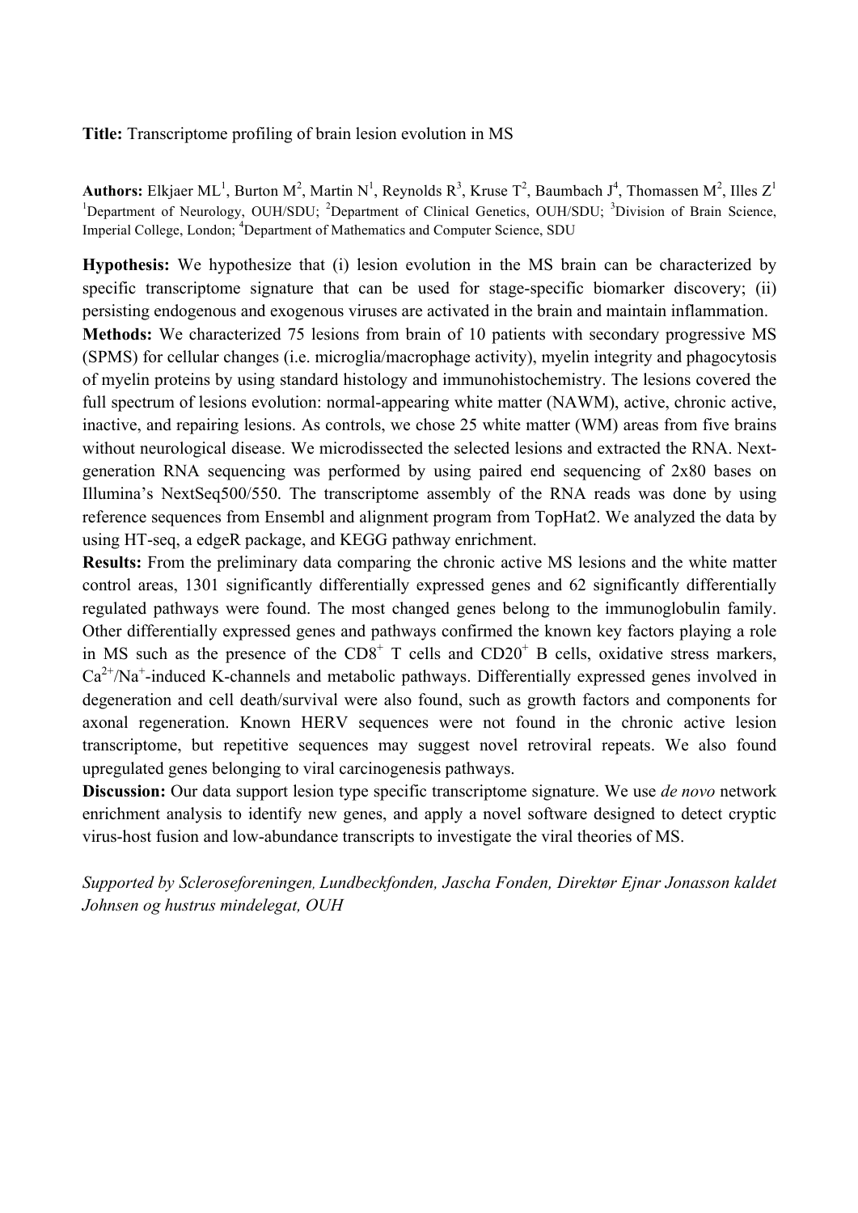**Title:** Transcriptome profiling of brain lesion evolution in MS

**Authors:** Elkjaer ML[1], Burton M[2], Martin N[1], Reynolds R[3], Kruse T[2], Baumbach J[4], Thomassen M[2], Illes Z[1]
[1]Department of Neurology, OUH/SDU; [2]Department of Clinical Genetics, OUH/SDU; [3]Division of Brain Science, Imperial College, London; [4]Department of Mathematics and Computer Science, SDU

**Hypothesis:** We hypothesize that (i) lesion evolution in the MS brain can be characterized by specific transcriptome signature that can be used for stage-specific biomarker discovery; (ii) persisting endogenous and exogenous viruses are activated in the brain and maintain inflammation.

**Methods:** We characterized 75 lesions from brain of 10 patients with secondary progressive MS (SPMS) for cellular changes (i.e. microglia/macrophage activity), myelin integrity and phagocytosis of myelin proteins by using standard histology and immunohistochemistry. The lesions covered the full spectrum of lesions evolution: normal-appearing white matter (NAWM), active, chronic active, inactive, and repairing lesions. As controls, we chose 25 white matter (WM) areas from five brains without neurological disease. We microdissected the selected lesions and extracted the RNA. Next-generation RNA sequencing was performed by using paired end sequencing of 2x80 bases on Illumina's NextSeq500/550. The transcriptome assembly of the RNA reads was done by using reference sequences from Ensembl and alignment program from TopHat2. We analyzed the data by using HT-seq, a edgeR package, and KEGG pathway enrichment.

**Results:** From the preliminary data comparing the chronic active MS lesions and the white matter control areas, 1301 significantly differentially expressed genes and 62 significantly differentially regulated pathways were found. The most changed genes belong to the immunoglobulin family. Other differentially expressed genes and pathways confirmed the known key factors playing a role in MS such as the presence of the $CD8^+$ T cells and $CD20^+$ B cells, oxidative stress markers, $Ca^{2+}$/$Na^+$-induced K-channels and metabolic pathways. Differentially expressed genes involved in degeneration and cell death/survival were also found, such as growth factors and components for axonal regeneration. Known HERV sequences were not found in the chronic active lesion transcriptome, but repetitive sequences may suggest novel retroviral repeats. We also found upregulated genes belonging to viral carcinogenesis pathways.

**Discussion:** Our data support lesion type specific transcriptome signature. We use *de novo* network enrichment analysis to identify new genes, and apply a novel software designed to detect cryptic virus-host fusion and low-abundance transcripts to investigate the viral theories of MS.

*Supported by Scleroseforeningen, Lundbeckfonden, Jascha Fonden, Direktør Ejnar Jonasson kaldet Johnsen og hustrus mindelegat, OUH*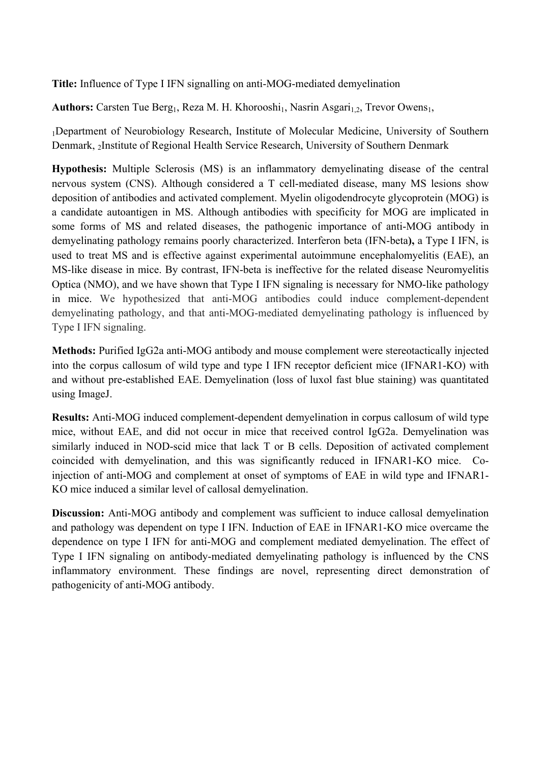**Title:** Influence of Type I IFN signalling on anti-MOG-mediated demyelination

**Authors:** Carsten Tue Berg[1], Reza M. H. Khorooshi[1], Nasrin Asgari[1,2], Trevor Owens[1],

[1]Department of Neurobiology Research, Institute of Molecular Medicine, University of Southern Denmark, [2]Institute of Regional Health Service Research, University of Southern Denmark

**Hypothesis:** Multiple Sclerosis (MS) is an inflammatory demyelinating disease of the central nervous system (CNS). Although considered a T cell-mediated disease, many MS lesions show deposition of antibodies and activated complement. Myelin oligodendrocyte glycoprotein (MOG) is a candidate autoantigen in MS. Although antibodies with specificity for MOG are implicated in some forms of MS and related diseases, the pathogenic importance of anti-MOG antibody in demyelinating pathology remains poorly characterized. Interferon beta (IFN-beta**),** a Type I IFN, is used to treat MS and is effective against experimental autoimmune encephalomyelitis (EAE), an MS-like disease in mice. By contrast, IFN-beta is ineffective for the related disease Neuromyelitis Optica (NMO), and we have shown that Type I IFN signaling is necessary for NMO-like pathology in mice. We hypothesized that anti-MOG antibodies could induce complement-dependent demyelinating pathology, and that anti-MOG-mediated demyelinating pathology is influenced by Type I IFN signaling.

**Methods:** Purified IgG2a anti-MOG antibody and mouse complement were stereotactically injected into the corpus callosum of wild type and type I IFN receptor deficient mice (IFNAR1-KO) with and without pre-established EAE. Demyelination (loss of luxol fast blue staining) was quantitated using ImageJ.

**Results:** Anti-MOG induced complement-dependent demyelination in corpus callosum of wild type mice, without EAE, and did not occur in mice that received control IgG2a. Demyelination was similarly induced in NOD-scid mice that lack T or B cells. Deposition of activated complement coincided with demyelination, and this was significantly reduced in IFNAR1-KO mice. Co-injection of anti-MOG and complement at onset of symptoms of EAE in wild type and IFNAR1-KO mice induced a similar level of callosal demyelination.

**Discussion:** Anti-MOG antibody and complement was sufficient to induce callosal demyelination and pathology was dependent on type I IFN. Induction of EAE in IFNAR1-KO mice overcame the dependence on type I IFN for anti-MOG and complement mediated demyelination. The effect of Type I IFN signaling on antibody-mediated demyelinating pathology is influenced by the CNS inflammatory environment. These findings are novel, representing direct demonstration of pathogenicity of anti-MOG antibody.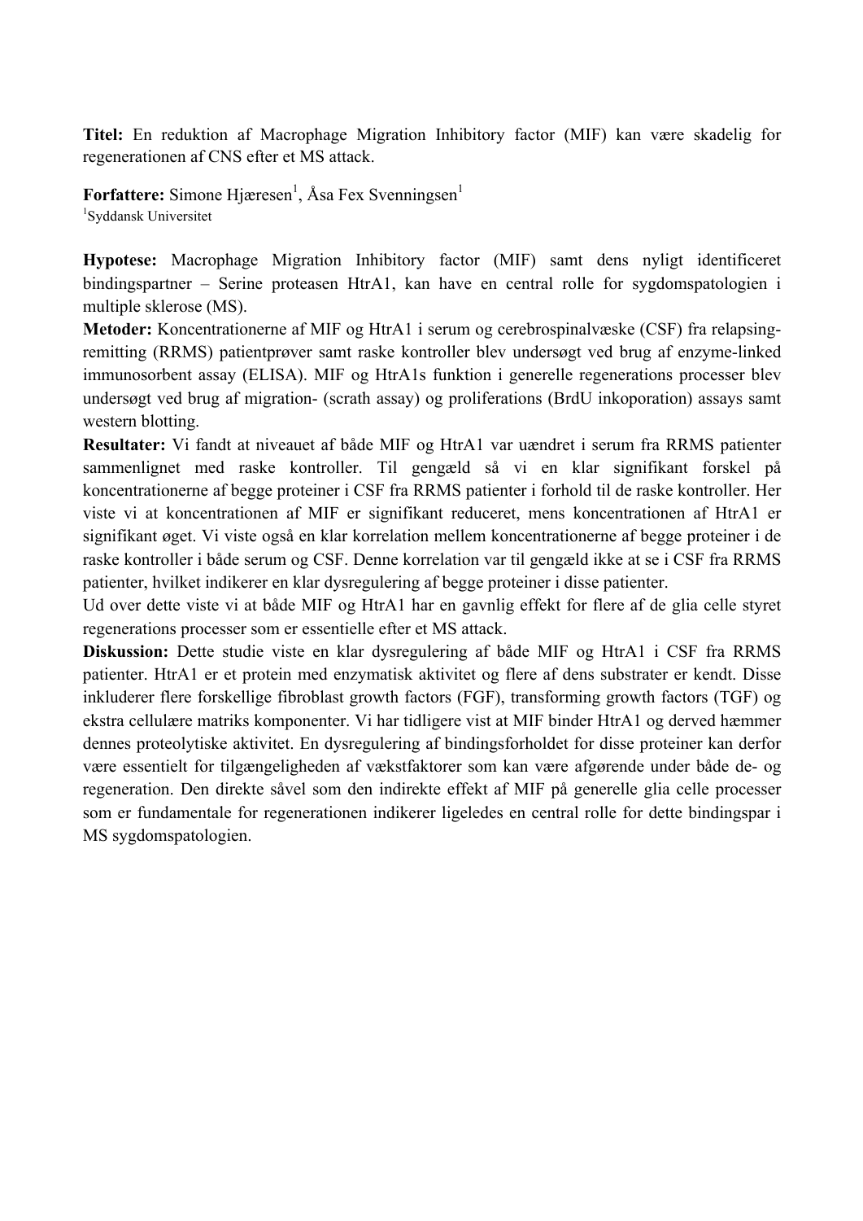**Titel:** En reduktion af Macrophage Migration Inhibitory factor (MIF) kan være skadelig for regenerationen af CNS efter et MS attack.

**Forfattere:** Simone Hjæresen[1], Åsa Fex Svenningsen[1]
[1]Syddansk Universitet

**Hypotese:** Macrophage Migration Inhibitory factor (MIF) samt dens nyligt identificeret bindingspartner – Serine proteasen HtrA1, kan have en central rolle for sygdomspatologien i multiple sklerose (MS).

**Metoder:** Koncentrationerne af MIF og HtrA1 i serum og cerebrospinalvæske (CSF) fra relapsing-remitting (RRMS) patientprøver samt raske kontroller blev undersøgt ved brug af enzyme-linked immunosorbent assay (ELISA). MIF og HtrA1s funktion i generelle regenerations processer blev undersøgt ved brug af migration- (scrath assay) og proliferations (BrdU inkoporation) assays samt western blotting.

**Resultater:** Vi fandt at niveauet af både MIF og HtrA1 var uændret i serum fra RRMS patienter sammenlignet med raske kontroller. Til gengæld så vi en klar signifikant forskel på koncentrationerne af begge proteiner i CSF fra RRMS patienter i forhold til de raske kontroller. Her viste vi at koncentrationen af MIF er signifikant reduceret, mens koncentrationen af HtrA1 er signifikant øget. Vi viste også en klar korrelation mellem koncentrationerne af begge proteiner i de raske kontroller i både serum og CSF. Denne korrelation var til gengæld ikke at se i CSF fra RRMS patienter, hvilket indikerer en klar dysregulering af begge proteiner i disse patienter.

Ud over dette viste vi at både MIF og HtrA1 har en gavnlig effekt for flere af de glia celle styret regenerations processer som er essentielle efter et MS attack.

**Diskussion:** Dette studie viste en klar dysregulering af både MIF og HtrA1 i CSF fra RRMS patienter. HtrA1 er et protein med enzymatisk aktivitet og flere af dens substrater er kendt. Disse inkluderer flere forskellige fibroblast growth factors (FGF), transforming growth factors (TGF) og ekstra cellulære matriks komponenter. Vi har tidligere vist at MIF binder HtrA1 og derved hæmmer dennes proteolytiske aktivitet. En dysregulering af bindingsforholdet for disse proteiner kan derfor være essentielt for tilgængeligheden af vækstfaktorer som kan være afgørende under både de- og regeneration. Den direkte såvel som den indirekte effekt af MIF på generelle glia celle processer som er fundamentale for regenerationen indikerer ligeledes en central rolle for dette bindingspar i MS sygdomspatologien.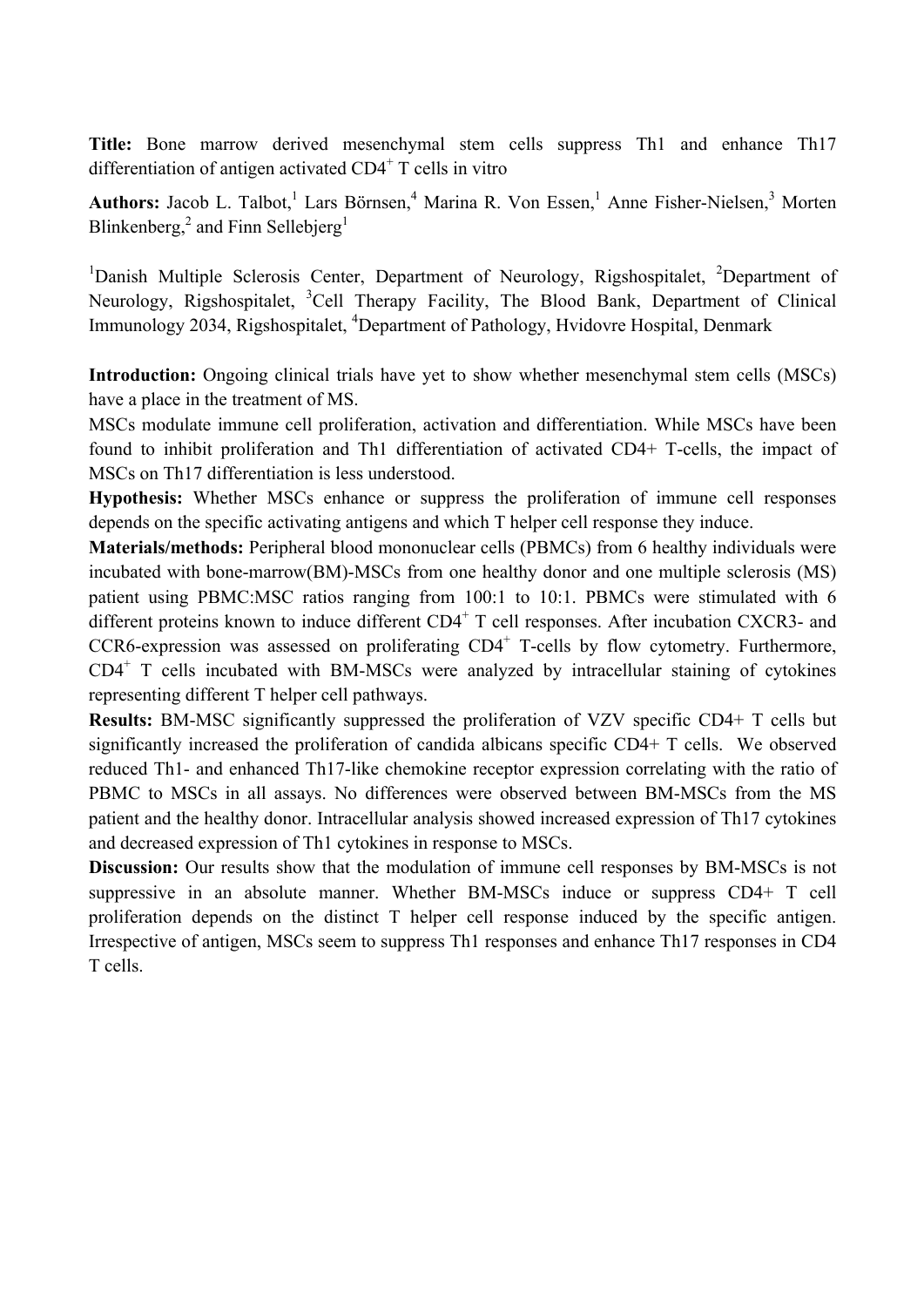**Title:** Bone marrow derived mesenchymal stem cells suppress Th1 and enhance Th17 differentiation of antigen activated $CD4^+$ T cells in vitro

**Authors:** Jacob L. Talbot,[1] Lars Börnsen,[4] Marina R. Von Essen,[1] Anne Fisher-Nielsen,[3] Morten Blinkenberg,[2] and Finn Sellebjerg[1]

[1]Danish Multiple Sclerosis Center, Department of Neurology, Rigshospitalet, [2]Department of Neurology, Rigshospitalet, [3]Cell Therapy Facility, The Blood Bank, Department of Clinical Immunology 2034, Rigshospitalet, [4]Department of Pathology, Hvidovre Hospital, Denmark

**Introduction:** Ongoing clinical trials have yet to show whether mesenchymal stem cells (MSCs) have a place in the treatment of MS.

MSCs modulate immune cell proliferation, activation and differentiation. While MSCs have been found to inhibit proliferation and Th1 differentiation of activated CD4+ T-cells, the impact of MSCs on Th17 differentiation is less understood.

**Hypothesis:** Whether MSCs enhance or suppress the proliferation of immune cell responses depends on the specific activating antigens and which T helper cell response they induce.

**Materials/methods:** Peripheral blood mononuclear cells (PBMCs) from 6 healthy individuals were incubated with bone-marrow(BM)-MSCs from one healthy donor and one multiple sclerosis (MS) patient using PBMC:MSC ratios ranging from 100:1 to 10:1. PBMCs were stimulated with 6 different proteins known to induce different $CD4^+$ T cell responses. After incubation CXCR3- and CCR6-expression was assessed on proliferating $CD4^+$ T-cells by flow cytometry. Furthermore, $CD4^+$ T cells incubated with BM-MSCs were analyzed by intracellular staining of cytokines representing different T helper cell pathways.

**Results:** BM-MSC significantly suppressed the proliferation of VZV specific CD4+ T cells but significantly increased the proliferation of candida albicans specific CD4+ T cells. We observed reduced Th1- and enhanced Th17-like chemokine receptor expression correlating with the ratio of PBMC to MSCs in all assays. No differences were observed between BM-MSCs from the MS patient and the healthy donor. Intracellular analysis showed increased expression of Th17 cytokines and decreased expression of Th1 cytokines in response to MSCs.

**Discussion:** Our results show that the modulation of immune cell responses by BM-MSCs is not suppressive in an absolute manner. Whether BM-MSCs induce or suppress CD4+ T cell proliferation depends on the distinct T helper cell response induced by the specific antigen. Irrespective of antigen, MSCs seem to suppress Th1 responses and enhance Th17 responses in CD4 T cells.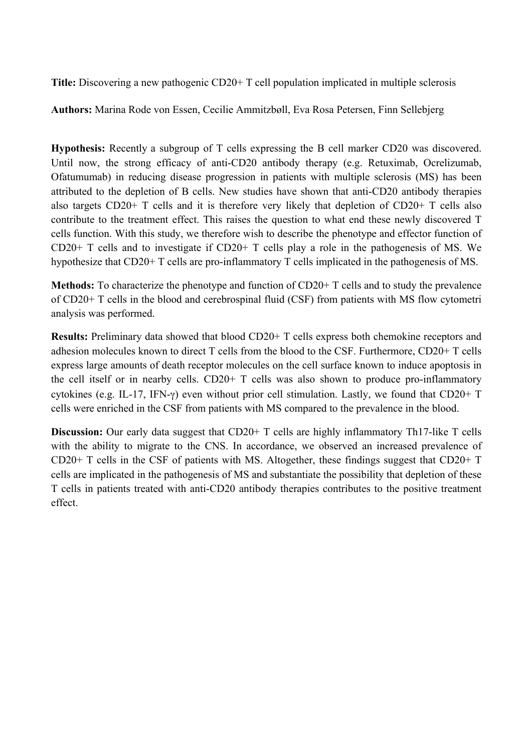**Title:** Discovering a new pathogenic CD20+ T cell population implicated in multiple sclerosis

**Authors:** Marina Rode von Essen, Cecilie Ammitzbøll, Eva Rosa Petersen, Finn Sellebjerg

**Hypothesis:** Recently a subgroup of T cells expressing the B cell marker CD20 was discovered. Until now, the strong efficacy of anti-CD20 antibody therapy (e.g. Retuximab, Ocrelizumab, Ofatumumab) in reducing disease progression in patients with multiple sclerosis (MS) has been attributed to the depletion of B cells. New studies have shown that anti-CD20 antibody therapies also targets CD20+ T cells and it is therefore very likely that depletion of CD20+ T cells also contribute to the treatment effect. This raises the question to what end these newly discovered T cells function. With this study, we therefore wish to describe the phenotype and effector function of CD20+ T cells and to investigate if CD20+ T cells play a role in the pathogenesis of MS. We hypothesize that CD20+ T cells are pro-inflammatory T cells implicated in the pathogenesis of MS.

**Methods:** To characterize the phenotype and function of CD20+ T cells and to study the prevalence of CD20+ T cells in the blood and cerebrospinal fluid (CSF) from patients with MS flow cytometri analysis was performed.

**Results:** Preliminary data showed that blood CD20+ T cells express both chemokine receptors and adhesion molecules known to direct T cells from the blood to the CSF. Furthermore, CD20+ T cells express large amounts of death receptor molecules on the cell surface known to induce apoptosis in the cell itself or in nearby cells. CD20+ T cells was also shown to produce pro-inflammatory cytokines (e.g. IL-17, IFN-γ) even without prior cell stimulation. Lastly, we found that CD20+ T cells were enriched in the CSF from patients with MS compared to the prevalence in the blood.

**Discussion:** Our early data suggest that CD20+ T cells are highly inflammatory Th17-like T cells with the ability to migrate to the CNS. In accordance, we observed an increased prevalence of CD20+ T cells in the CSF of patients with MS. Altogether, these findings suggest that CD20+ T cells are implicated in the pathogenesis of MS and substantiate the possibility that depletion of these T cells in patients treated with anti-CD20 antibody therapies contributes to the positive treatment effect.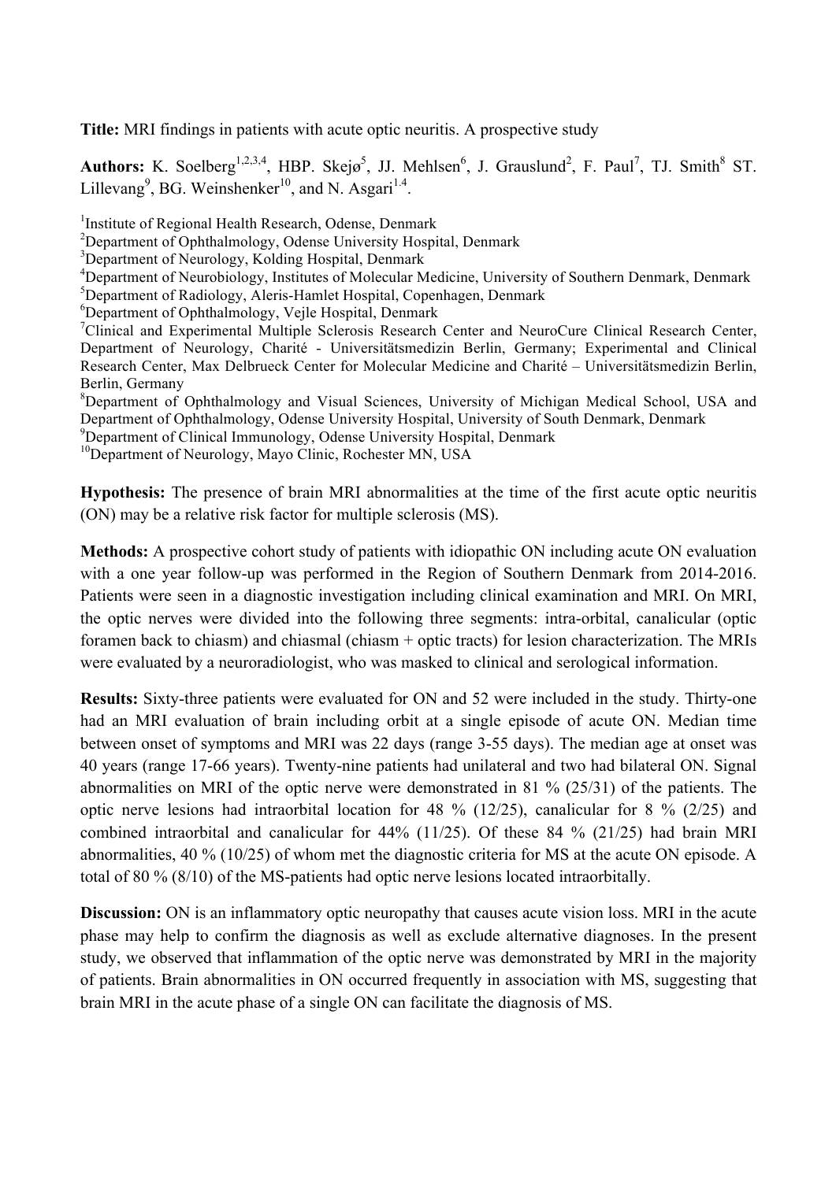**Title:** MRI findings in patients with acute optic neuritis. A prospective study

**Authors:** K. Soelberg[1,2,3,4], HBP. Skejø[5], JJ. Mehlsen[6], J. Grauslund[2], F. Paul[7], TJ. Smith[8] ST. Lillevang[9], BG. Weinshenker[10], and N. Asgari[1.4].

[1]Institute of Regional Health Research, Odense, Denmark
[2]Department of Ophthalmology, Odense University Hospital, Denmark
[3]Department of Neurology, Kolding Hospital, Denmark
[4]Department of Neurobiology, Institutes of Molecular Medicine, University of Southern Denmark, Denmark
[5]Department of Radiology, Aleris-Hamlet Hospital, Copenhagen, Denmark
[6]Department of Ophthalmology, Vejle Hospital, Denmark
[7]Clinical and Experimental Multiple Sclerosis Research Center and NeuroCure Clinical Research Center, Department of Neurology, Charité - Universitätsmedizin Berlin, Germany; Experimental and Clinical Research Center, Max Delbrueck Center for Molecular Medicine and Charité – Universitätsmedizin Berlin, Berlin, Germany
[8]Department of Ophthalmology and Visual Sciences, University of Michigan Medical School, USA and Department of Ophthalmology, Odense University Hospital, University of South Denmark, Denmark
[9]Department of Clinical Immunology, Odense University Hospital, Denmark
[10]Department of Neurology, Mayo Clinic, Rochester MN, USA

**Hypothesis:** The presence of brain MRI abnormalities at the time of the first acute optic neuritis (ON) may be a relative risk factor for multiple sclerosis (MS).

**Methods:** A prospective cohort study of patients with idiopathic ON including acute ON evaluation with a one year follow-up was performed in the Region of Southern Denmark from 2014-2016. Patients were seen in a diagnostic investigation including clinical examination and MRI. On MRI, the optic nerves were divided into the following three segments: intra-orbital, canalicular (optic foramen back to chiasm) and chiasmal (chiasm + optic tracts) for lesion characterization. The MRIs were evaluated by a neuroradiologist, who was masked to clinical and serological information.

**Results:** Sixty-three patients were evaluated for ON and 52 were included in the study. Thirty-one had an MRI evaluation of brain including orbit at a single episode of acute ON. Median time between onset of symptoms and MRI was 22 days (range 3-55 days). The median age at onset was 40 years (range 17-66 years). Twenty-nine patients had unilateral and two had bilateral ON. Signal abnormalities on MRI of the optic nerve were demonstrated in 81 % (25/31) of the patients. The optic nerve lesions had intraorbital location for 48 % (12/25), canalicular for 8 % (2/25) and combined intraorbital and canalicular for 44% (11/25). Of these 84 % (21/25) had brain MRI abnormalities, 40 % (10/25) of whom met the diagnostic criteria for MS at the acute ON episode. A total of 80 % (8/10) of the MS-patients had optic nerve lesions located intraorbitally.

**Discussion:** ON is an inflammatory optic neuropathy that causes acute vision loss. MRI in the acute phase may help to confirm the diagnosis as well as exclude alternative diagnoses. In the present study, we observed that inflammation of the optic nerve was demonstrated by MRI in the majority of patients. Brain abnormalities in ON occurred frequently in association with MS, suggesting that brain MRI in the acute phase of a single ON can facilitate the diagnosis of MS.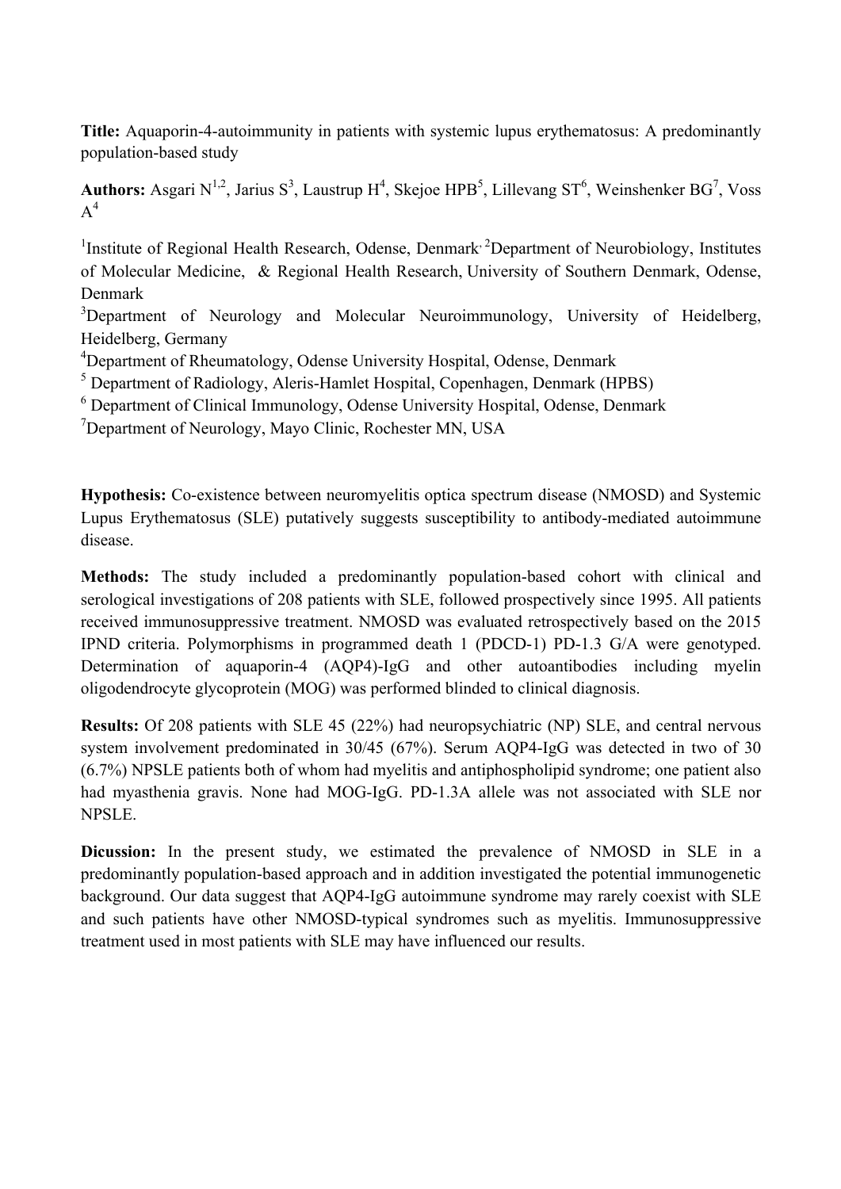**Title:** Aquaporin-4-autoimmunity in patients with systemic lupus erythematosus: A predominantly population-based study

**Authors:** Asgari N[1,2], Jarius S[3], Laustrup H[4], Skejoe HPB[5], Lillevang ST[6], Weinshenker BG[7], Voss A[4]

[1]Institute of Regional Health Research, Odense, Denmark, [2]Department of Neurobiology, Institutes of Molecular Medicine, & Regional Health Research, University of Southern Denmark, Odense, Denmark

[3]Department of Neurology and Molecular Neuroimmunology, University of Heidelberg, Heidelberg, Germany

[4]Department of Rheumatology, Odense University Hospital, Odense, Denmark

[5] Department of Radiology, Aleris-Hamlet Hospital, Copenhagen, Denmark (HPBS)

[6] Department of Clinical Immunology, Odense University Hospital, Odense, Denmark

[7]Department of Neurology, Mayo Clinic, Rochester MN, USA

**Hypothesis:** Co-existence between neuromyelitis optica spectrum disease (NMOSD) and Systemic Lupus Erythematosus (SLE) putatively suggests susceptibility to antibody-mediated autoimmune disease.

**Methods:** The study included a predominantly population-based cohort with clinical and serological investigations of 208 patients with SLE, followed prospectively since 1995. All patients received immunosuppressive treatment. NMOSD was evaluated retrospectively based on the 2015 IPND criteria. Polymorphisms in programmed death 1 (PDCD-1) PD-1.3 G/A were genotyped. Determination of aquaporin-4 (AQP4)-IgG and other autoantibodies including myelin oligodendrocyte glycoprotein (MOG) was performed blinded to clinical diagnosis.

**Results:** Of 208 patients with SLE 45 (22%) had neuropsychiatric (NP) SLE, and central nervous system involvement predominated in 30/45 (67%). Serum AQP4-IgG was detected in two of 30 (6.7%) NPSLE patients both of whom had myelitis and antiphospholipid syndrome; one patient also had myasthenia gravis. None had MOG-IgG. PD-1.3A allele was not associated with SLE nor NPSLE.

**Dicussion:** In the present study, we estimated the prevalence of NMOSD in SLE in a predominantly population-based approach and in addition investigated the potential immunogenetic background. Our data suggest that AQP4-IgG autoimmune syndrome may rarely coexist with SLE and such patients have other NMOSD-typical syndromes such as myelitis. Immunosuppressive treatment used in most patients with SLE may have influenced our results.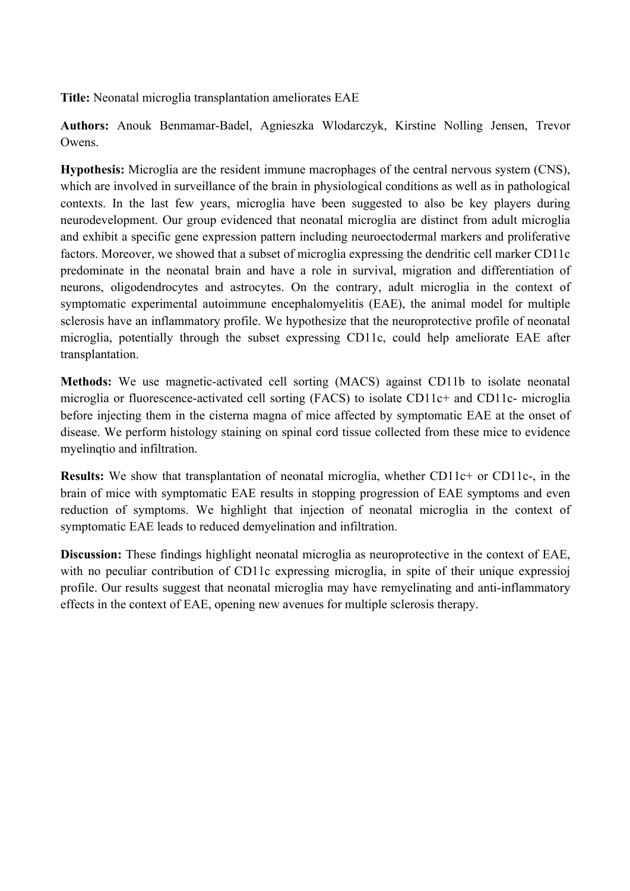**Title:** Neonatal microglia transplantation ameliorates EAE

**Authors:** Anouk Benmamar-Badel, Agnieszka Wlodarczyk, Kirstine Nolling Jensen, Trevor Owens.

**Hypothesis:** Microglia are the resident immune macrophages of the central nervous system (CNS), which are involved in surveillance of the brain in physiological conditions as well as in pathological contexts. In the last few years, microglia have been suggested to also be key players during neurodevelopment. Our group evidenced that neonatal microglia are distinct from adult microglia and exhibit a specific gene expression pattern including neuroectodermal markers and proliferative factors. Moreover, we showed that a subset of microglia expressing the dendritic cell marker CD11c predominate in the neonatal brain and have a role in survival, migration and differentiation of neurons, oligodendrocytes and astrocytes. On the contrary, adult microglia in the context of symptomatic experimental autoimmune encephalomyelitis (EAE), the animal model for multiple sclerosis have an inflammatory profile. We hypothesize that the neuroprotective profile of neonatal microglia, potentially through the subset expressing CD11c, could help ameliorate EAE after transplantation.

**Methods:** We use magnetic-activated cell sorting (MACS) against CD11b to isolate neonatal microglia or fluorescence-activated cell sorting (FACS) to isolate CD11c+ and CD11c- microglia before injecting them in the cisterna magna of mice affected by symptomatic EAE at the onset of disease. We perform histology staining on spinal cord tissue collected from these mice to evidence myelinqtio and infiltration.

**Results:** We show that transplantation of neonatal microglia, whether CD11c+ or CD11c-, in the brain of mice with symptomatic EAE results in stopping progression of EAE symptoms and even reduction of symptoms. We highlight that injection of neonatal microglia in the context of symptomatic EAE leads to reduced demyelination and infiltration.

**Discussion:** These findings highlight neonatal microglia as neuroprotective in the context of EAE, with no peculiar contribution of CD11c expressing microglia, in spite of their unique expressioj profile. Our results suggest that neonatal microglia may have remyelinating and anti-inflammatory effects in the context of EAE, opening new avenues for multiple sclerosis therapy.